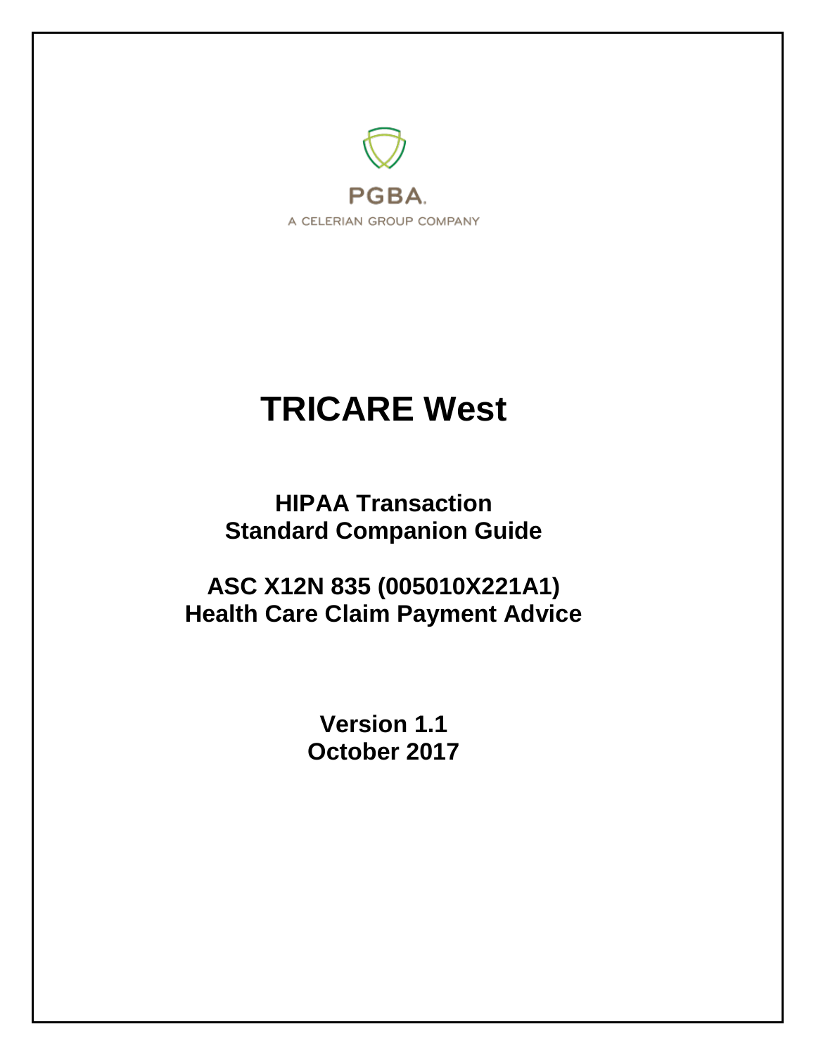PGBA.

A CELERIAN GROUP COMPANY

# TRICARE West

## HIPAA Transaction Standard Companion Guide

## ASC X12N 835 (005010X221A1) Health Care Claim Payment Advice

**Version 1.1**
**October 2017**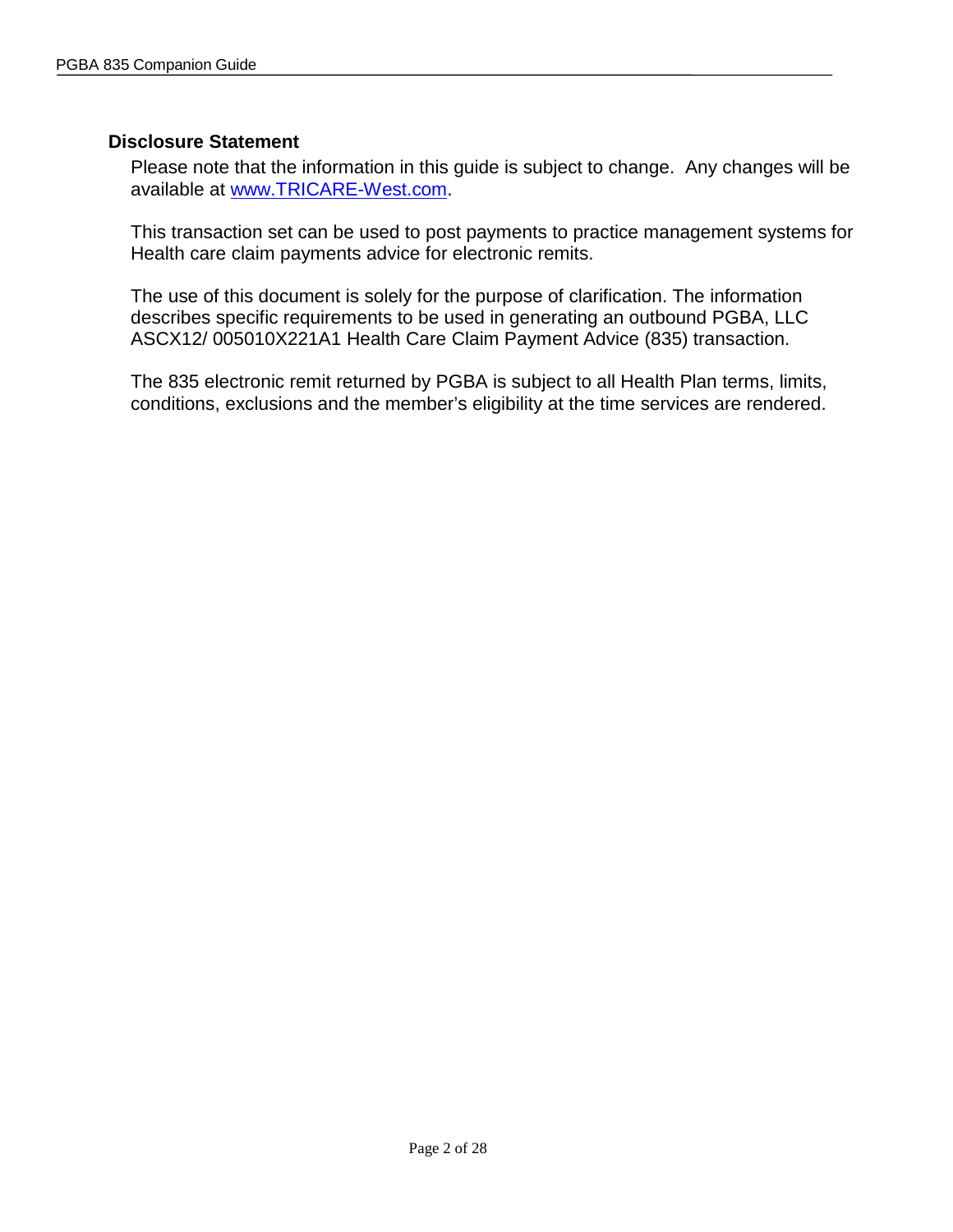## Disclosure Statement

Please note that the information in this guide is subject to change. Any changes will be available at www.TRICARE-West.com.

This transaction set can be used to post payments to practice management systems for Health care claim payments advice for electronic remits.

The use of this document is solely for the purpose of clarification. The information describes specific requirements to be used in generating an outbound PGBA, LLC ASCX12/ 005010X221A1 Health Care Claim Payment Advice (835) transaction.

The 835 electronic remit returned by PGBA is subject to all Health Plan terms, limits, conditions, exclusions and the member's eligibility at the time services are rendered.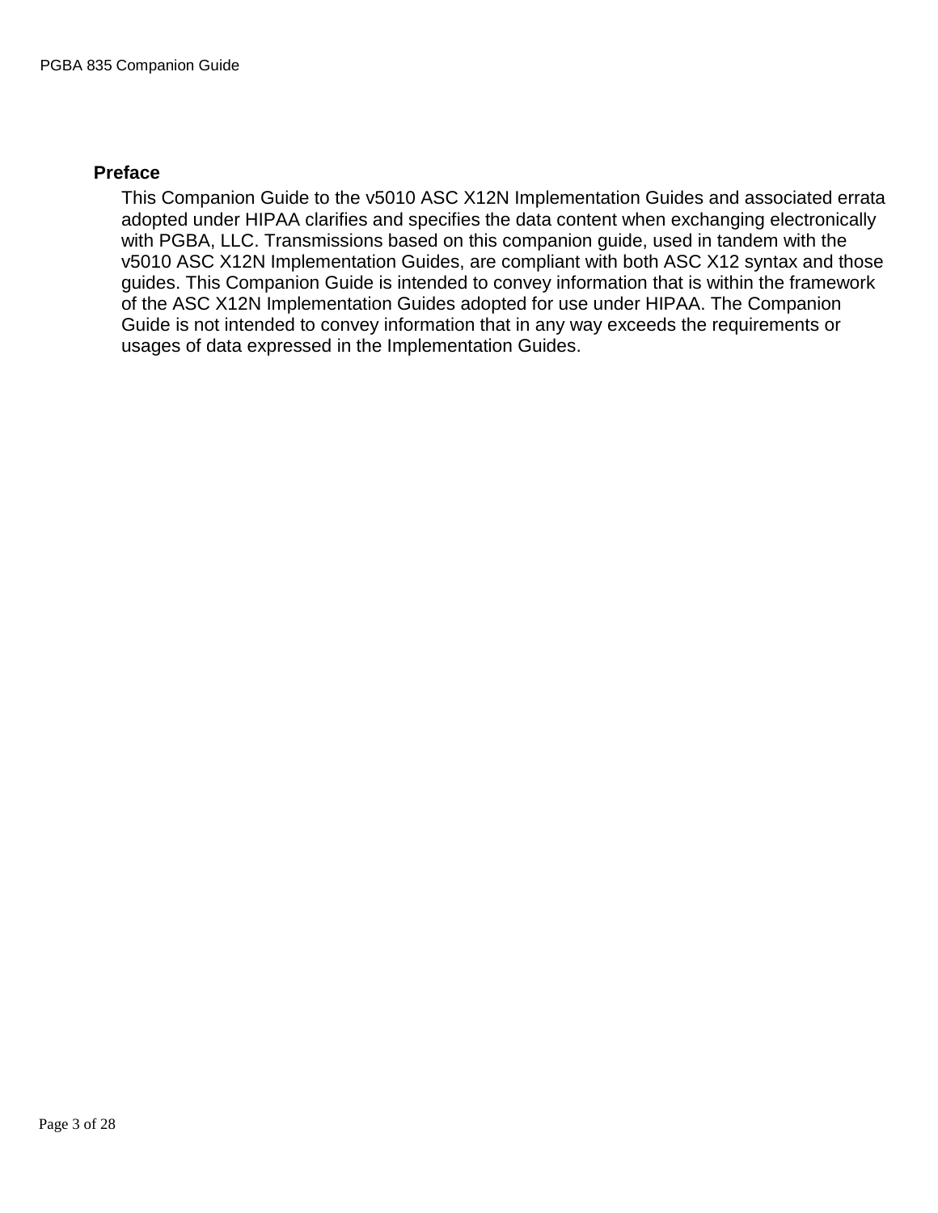## Preface

This Companion Guide to the v5010 ASC X12N Implementation Guides and associated errata adopted under HIPAA clarifies and specifies the data content when exchanging electronically with PGBA, LLC. Transmissions based on this companion guide, used in tandem with the v5010 ASC X12N Implementation Guides, are compliant with both ASC X12 syntax and those guides. This Companion Guide is intended to convey information that is within the framework of the ASC X12N Implementation Guides adopted for use under HIPAA. The Companion Guide is not intended to convey information that in any way exceeds the requirements or usages of data expressed in the Implementation Guides.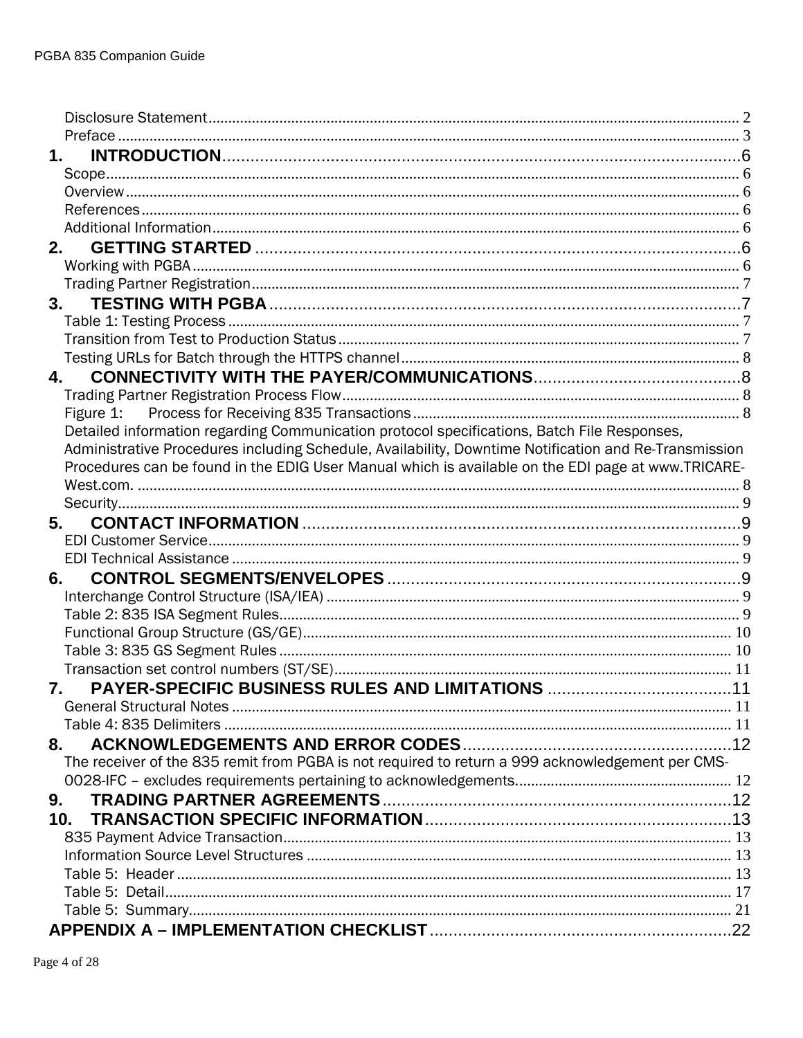Disclosure Statement ..... 2
Preface ..... 3

**1. INTRODUCTION** ..... 6

Scope ..... 6
Overview ..... 6
References ..... 6
Additional Information ..... 6

**2. GETTING STARTED** ..... 6

Working with PGBA ..... 6
Trading Partner Registration ..... 7

**3. TESTING WITH PGBA** ..... 7

Table 1: Testing Process ..... 7
Transition from Test to Production Status ..... 7
Testing URLs for Batch through the HTTPS channel ..... 8

**4. CONNECTIVITY WITH THE PAYER/COMMUNICATIONS** ..... 8

Trading Partner Registration Process Flow ..... 8
Figure 1: Process for Receiving 835 Transactions ..... 8
Detailed information regarding Communication protocol specifications, Batch File Responses, Administrative Procedures including Schedule, Availability, Downtime Notification and Re-Transmission Procedures can be found in the EDIG User Manual which is available on the EDI page at www.TRICARE-West.com. ..... 8
Security ..... 9

**5. CONTACT INFORMATION** ..... 9

EDI Customer Service ..... 9
EDI Technical Assistance ..... 9

**6. CONTROL SEGMENTS/ENVELOPES** ..... 9

Interchange Control Structure (ISA/IEA) ..... 9
Table 2: 835 ISA Segment Rules ..... 9
Functional Group Structure (GS/GE) ..... 10
Table 3: 835 GS Segment Rules ..... 10
Transaction set control numbers (ST/SE) ..... 11

**7. PAYER-SPECIFIC BUSINESS RULES AND LIMITATIONS** ..... 11

General Structural Notes ..... 11
Table 4: 835 Delimiters ..... 11

**8. ACKNOWLEDGEMENTS AND ERROR CODES** ..... 12

The receiver of the 835 remit from PGBA is not required to return a 999 acknowledgement per CMS-0028-IFC – excludes requirements pertaining to acknowledgements. ..... 12

**9. TRADING PARTNER AGREEMENTS** ..... 12

**10. TRANSACTION SPECIFIC INFORMATION** ..... 13

835 Payment Advice Transaction ..... 13
Information Source Level Structures ..... 13
Table 5: Header ..... 13
Table 5: Detail ..... 17
Table 5: Summary ..... 21

**APPENDIX A – IMPLEMENTATION CHECKLIST** ..... 22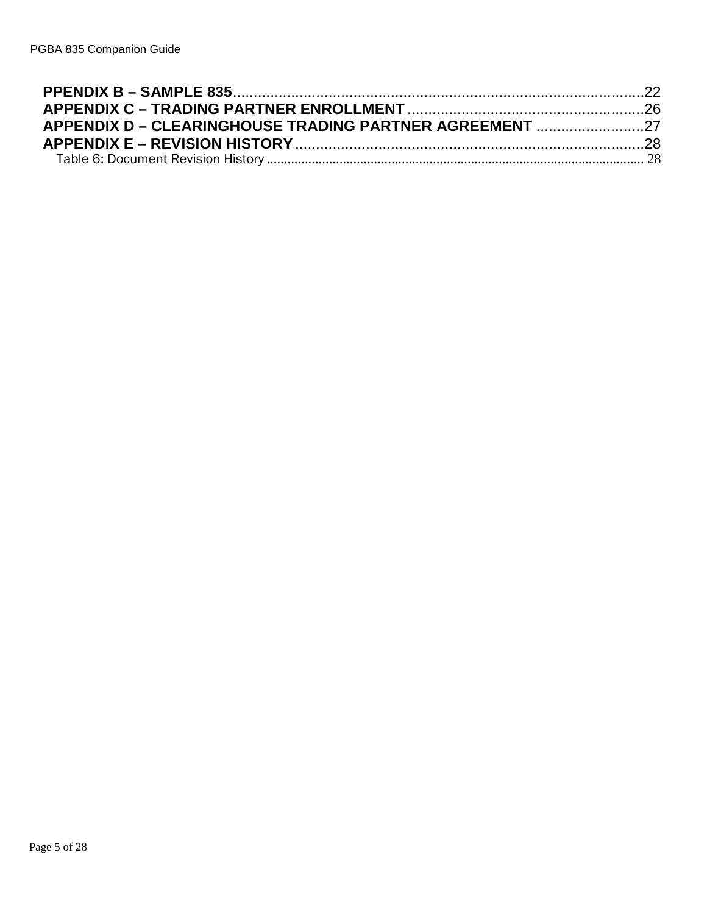PPENDIX B – SAMPLE 835 ........................................................................................ 22
APPENDIX C – TRADING PARTNER ENROLLMENT ........................................................ 26
APPENDIX D – CLEARINGHOUSE TRADING PARTNER AGREEMENT ........................... 27
APPENDIX E – REVISION HISTORY ................................................................................ 28
Table 6: Document Revision History ................................................................................. 28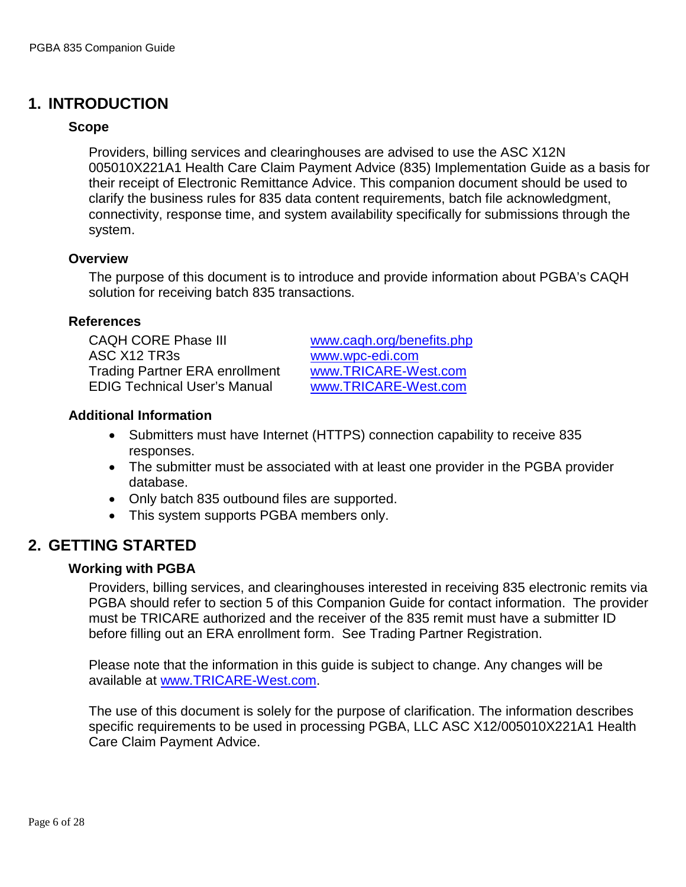# 1. INTRODUCTION

### Scope

Providers, billing services and clearinghouses are advised to use the ASC X12N 005010X221A1 Health Care Claim Payment Advice (835) Implementation Guide as a basis for their receipt of Electronic Remittance Advice. This companion document should be used to clarify the business rules for 835 data content requirements, batch file acknowledgment, connectivity, response time, and system availability specifically for submissions through the system.

### Overview

The purpose of this document is to introduce and provide information about PGBA's CAQH solution for receiving batch 835 transactions.

### References

| | |
|---|---|
| CAQH CORE Phase III | www.caqh.org/benefits.php |
| ASC X12 TR3s | www.wpc-edi.com |
| Trading Partner ERA enrollment | www.TRICARE-West.com |
| EDIG Technical User's Manual | www.TRICARE-West.com |

### Additional Information

- Submitters must have Internet (HTTPS) connection capability to receive 835 responses.
- The submitter must be associated with at least one provider in the PGBA provider database.
- Only batch 835 outbound files are supported.
- This system supports PGBA members only.

# 2. GETTING STARTED

### Working with PGBA

Providers, billing services, and clearinghouses interested in receiving 835 electronic remits via PGBA should refer to section 5 of this Companion Guide for contact information. The provider must be TRICARE authorized and the receiver of the 835 remit must have a submitter ID before filling out an ERA enrollment form. See Trading Partner Registration.

Please note that the information in this guide is subject to change. Any changes will be available at www.TRICARE-West.com.

The use of this document is solely for the purpose of clarification. The information describes specific requirements to be used in processing PGBA, LLC ASC X12/005010X221A1 Health Care Claim Payment Advice.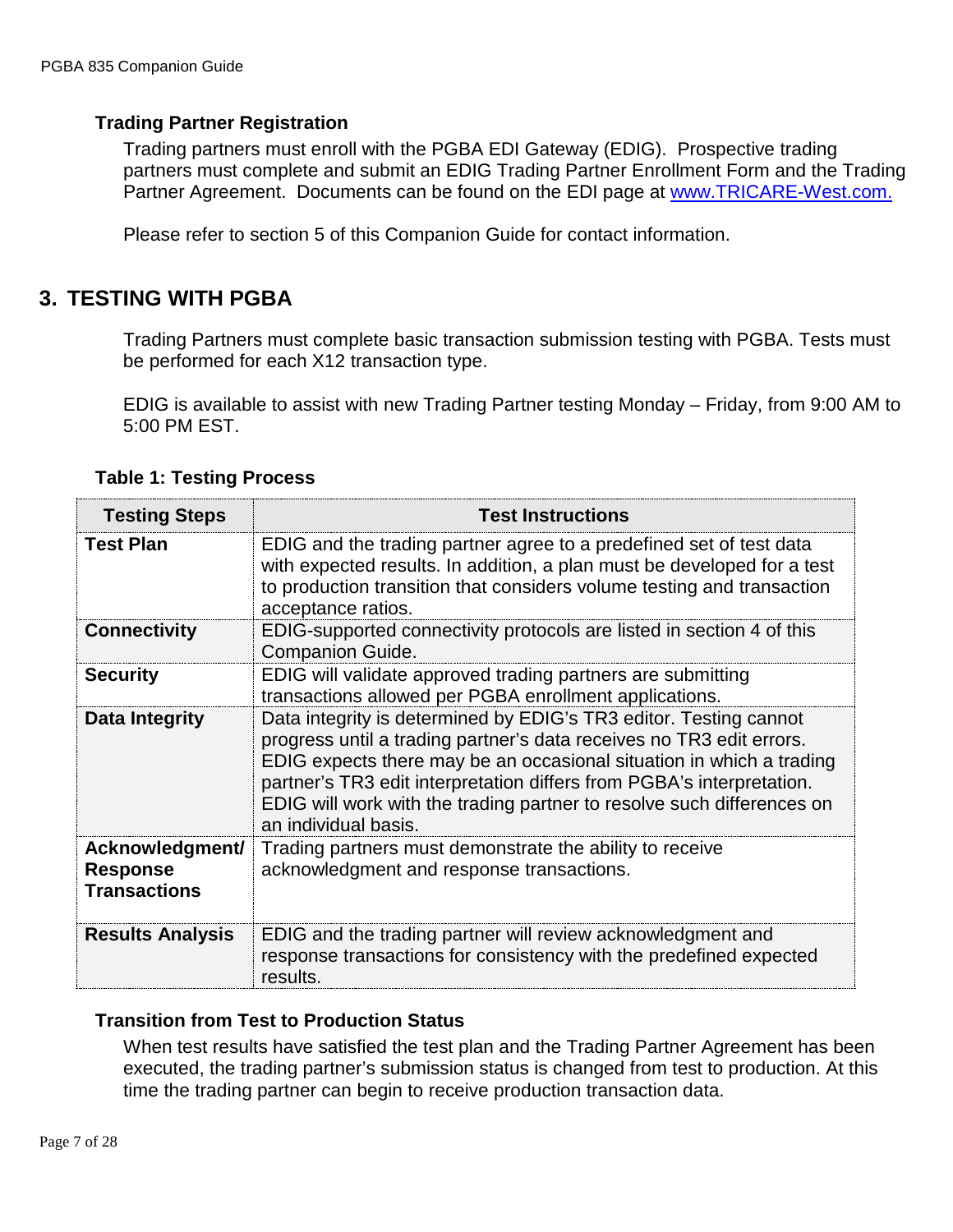### Trading Partner Registration

Trading partners must enroll with the PGBA EDI Gateway (EDIG). Prospective trading partners must complete and submit an EDIG Trading Partner Enrollment Form and the Trading Partner Agreement. Documents can be found on the EDI page at www.TRICARE-West.com.

Please refer to section 5 of this Companion Guide for contact information.

## 3. TESTING WITH PGBA

Trading Partners must complete basic transaction submission testing with PGBA. Tests must be performed for each X12 transaction type.

EDIG is available to assist with new Trading Partner testing Monday – Friday, from 9:00 AM to 5:00 PM EST.

**Table 1: Testing Process**

| Testing Steps | Test Instructions |
|---|---|
| **Test Plan** | EDIG and the trading partner agree to a predefined set of test data with expected results. In addition, a plan must be developed for a test to production transition that considers volume testing and transaction acceptance ratios. |
| **Connectivity** | EDIG-supported connectivity protocols are listed in section 4 of this Companion Guide. |
| **Security** | EDIG will validate approved trading partners are submitting transactions allowed per PGBA enrollment applications. |
| **Data Integrity** | Data integrity is determined by EDIG's TR3 editor. Testing cannot progress until a trading partner's data receives no TR3 edit errors. EDIG expects there may be an occasional situation in which a trading partner's TR3 edit interpretation differs from PGBA's interpretation. EDIG will work with the trading partner to resolve such differences on an individual basis. |
| **Acknowledgment/ Response Transactions** | Trading partners must demonstrate the ability to receive acknowledgment and response transactions. |
| **Results Analysis** | EDIG and the trading partner will review acknowledgment and response transactions for consistency with the predefined expected results. |

### Transition from Test to Production Status

When test results have satisfied the test plan and the Trading Partner Agreement has been executed, the trading partner's submission status is changed from test to production. At this time the trading partner can begin to receive production transaction data.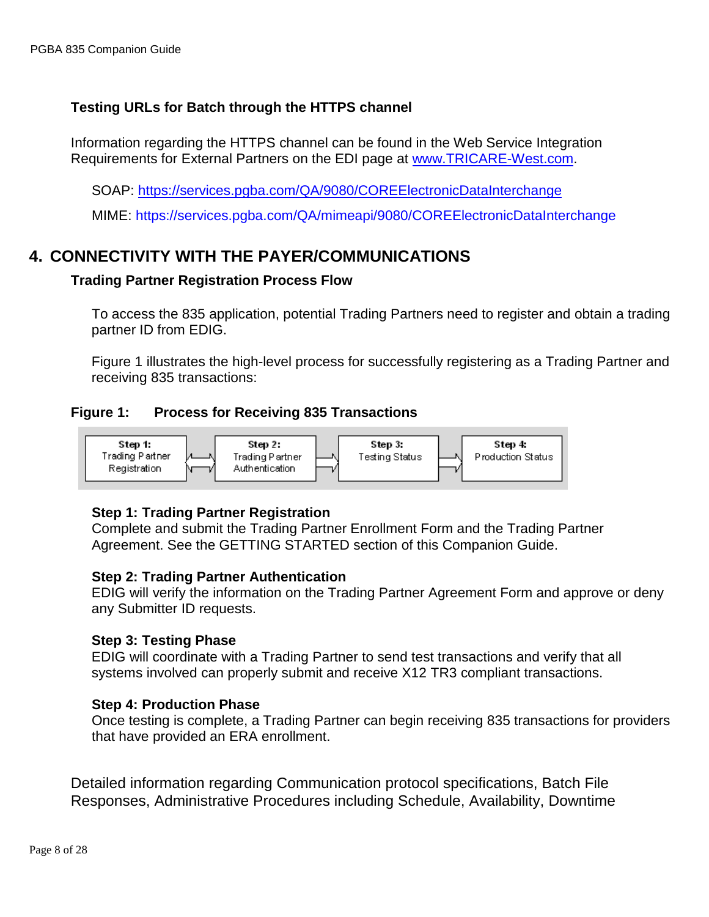### Testing URLs for Batch through the HTTPS channel

Information regarding the HTTPS channel can be found in the Web Service Integration Requirements for External Partners on the EDI page at www.TRICARE-West.com.

SOAP: https://services.pgba.com/QA/9080/COREElectronicDataInterchange

MIME: https://services.pgba.com/QA/mimeapi/9080/COREElectronicDataInterchange

## 4. CONNECTIVITY WITH THE PAYER/COMMUNICATIONS

### Trading Partner Registration Process Flow

To access the 835 application, potential Trading Partners need to register and obtain a trading partner ID from EDIG.

Figure 1 illustrates the high-level process for successfully registering as a Trading Partner and receiving 835 transactions:

**Figure 1: Process for Receiving 835 Transactions**

| Step 1: Trading Partner Registration | ⇄ | Step 2: Trading Partner Authentication | ⇒ | Step 3: Testing Status | ⇒ | Step 4: Production Status |
|---|---|---|---|---|---|---|

**Step 1: Trading Partner Registration**
Complete and submit the Trading Partner Enrollment Form and the Trading Partner Agreement. See the GETTING STARTED section of this Companion Guide.

**Step 2: Trading Partner Authentication**
EDIG will verify the information on the Trading Partner Agreement Form and approve or deny any Submitter ID requests.

**Step 3: Testing Phase**
EDIG will coordinate with a Trading Partner to send test transactions and verify that all systems involved can properly submit and receive X12 TR3 compliant transactions.

**Step 4: Production Phase**
Once testing is complete, a Trading Partner can begin receiving 835 transactions for providers that have provided an ERA enrollment.

Detailed information regarding Communication protocol specifications, Batch File Responses, Administrative Procedures including Schedule, Availability, Downtime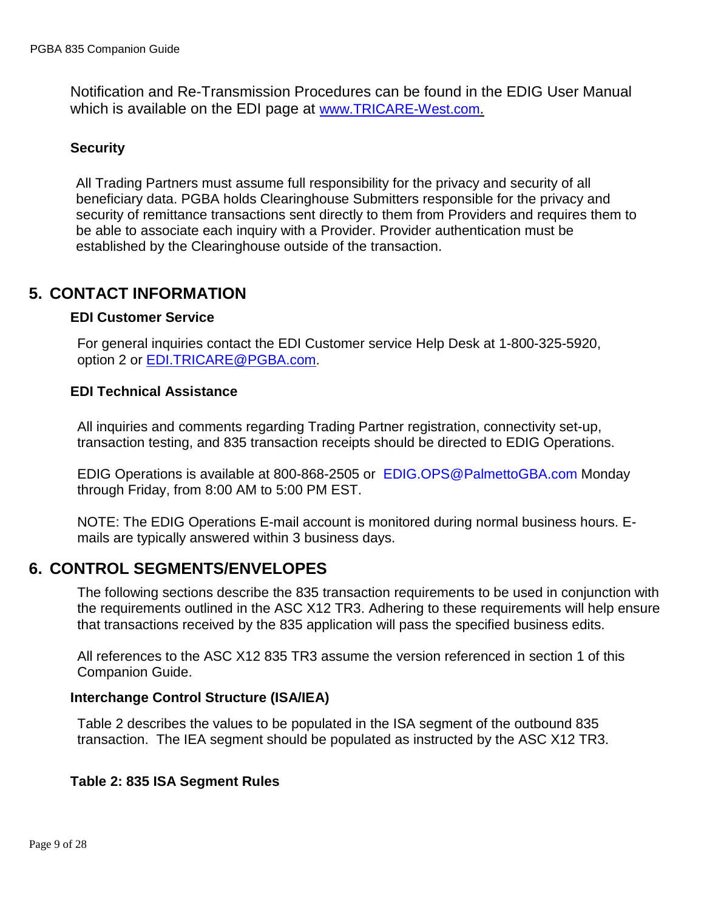Notification and Re-Transmission Procedures can be found in the EDIG User Manual which is available on the EDI page at [www.TRICARE-West.com](http://www.TRICARE-West.com).

### Security

All Trading Partners must assume full responsibility for the privacy and security of all beneficiary data. PGBA holds Clearinghouse Submitters responsible for the privacy and security of remittance transactions sent directly to them from Providers and requires them to be able to associate each inquiry with a Provider. Provider authentication must be established by the Clearinghouse outside of the transaction.

## 5. CONTACT INFORMATION

### EDI Customer Service

For general inquiries contact the EDI Customer service Help Desk at 1-800-325-5920, option 2 or [EDI.TRICARE@PGBA.com](mailto:EDI.TRICARE@PGBA.com).

### EDI Technical Assistance

All inquiries and comments regarding Trading Partner registration, connectivity set-up, transaction testing, and 835 transaction receipts should be directed to EDIG Operations.

EDIG Operations is available at 800-868-2505 or EDIG.OPS@PalmettoGBA.com Monday through Friday, from 8:00 AM to 5:00 PM EST.

NOTE: The EDIG Operations E-mail account is monitored during normal business hours. E-mails are typically answered within 3 business days.

## 6. CONTROL SEGMENTS/ENVELOPES

The following sections describe the 835 transaction requirements to be used in conjunction with the requirements outlined in the ASC X12 TR3. Adhering to these requirements will help ensure that transactions received by the 835 application will pass the specified business edits.

All references to the ASC X12 835 TR3 assume the version referenced in section 1 of this Companion Guide.

### Interchange Control Structure (ISA/IEA)

Table 2 describes the values to be populated in the ISA segment of the outbound 835 transaction. The IEA segment should be populated as instructed by the ASC X12 TR3.

**Table 2: 835 ISA Segment Rules**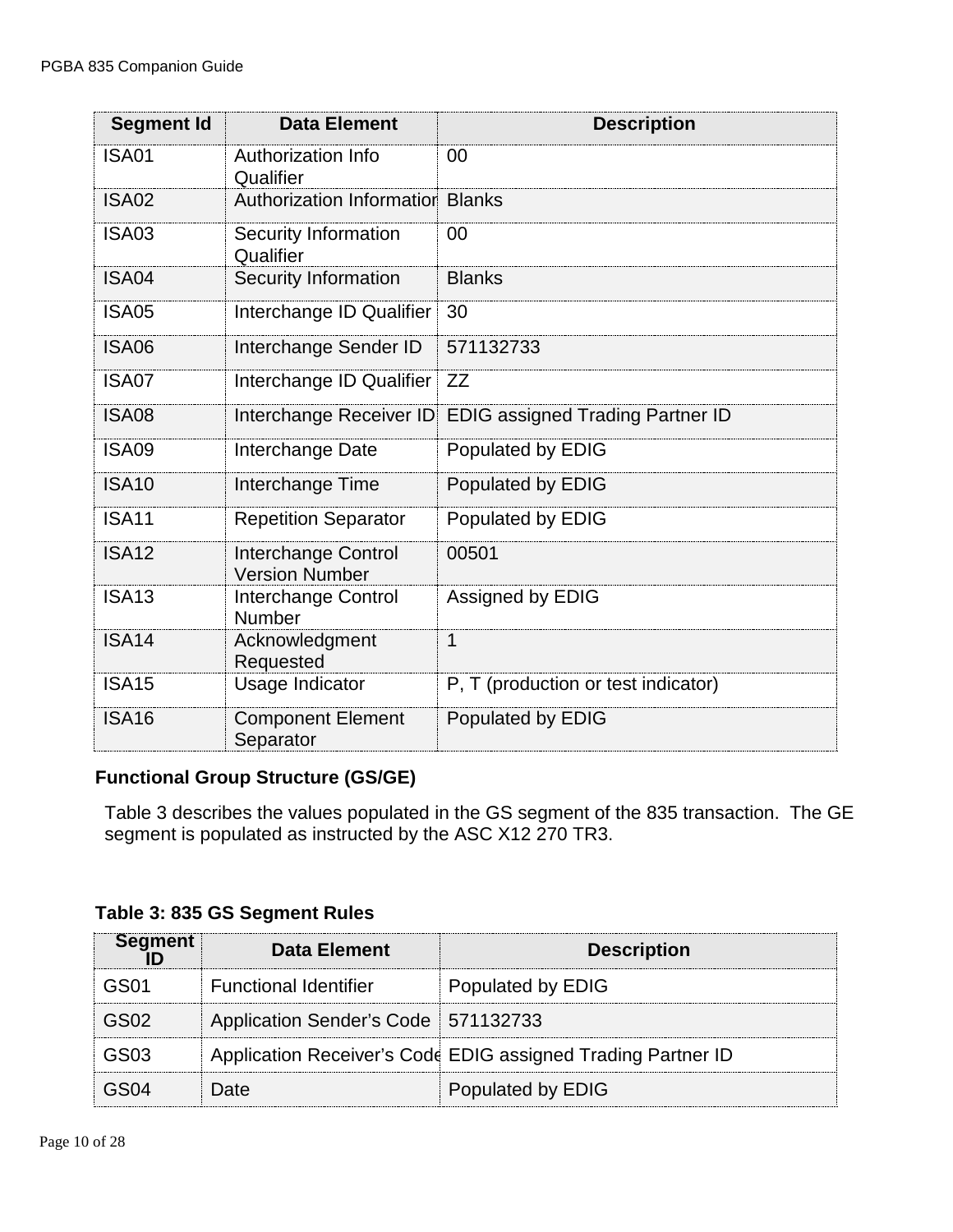| Segment Id | Data Element | Description |
|---|---|---|
| ISA01 | Authorization Info Qualifier | 00 |
| ISA02 | Authorization Information | Blanks |
| ISA03 | Security Information Qualifier | 00 |
| ISA04 | Security Information | Blanks |
| ISA05 | Interchange ID Qualifier | 30 |
| ISA06 | Interchange Sender ID | 571132733 |
| ISA07 | Interchange ID Qualifier | ZZ |
| ISA08 | Interchange Receiver ID | EDIG assigned Trading Partner ID |
| ISA09 | Interchange Date | Populated by EDIG |
| ISA10 | Interchange Time | Populated by EDIG |
| ISA11 | Repetition Separator | Populated by EDIG |
| ISA12 | Interchange Control Version Number | 00501 |
| ISA13 | Interchange Control Number | Assigned by EDIG |
| ISA14 | Acknowledgment Requested | 1 |
| ISA15 | Usage Indicator | P, T (production or test indicator) |
| ISA16 | Component Element Separator | Populated by EDIG |

### Functional Group Structure (GS/GE)

Table 3 describes the values populated in the GS segment of the 835 transaction. The GE segment is populated as instructed by the ASC X12 270 TR3.

**Table 3: 835 GS Segment Rules**

| Segment ID | Data Element | Description |
|---|---|---|
| GS01 | Functional Identifier | Populated by EDIG |
| GS02 | Application Sender's Code | 571132733 |
| GS03 | Application Receiver's Code | EDIG assigned Trading Partner ID |
| GS04 | Date | Populated by EDIG |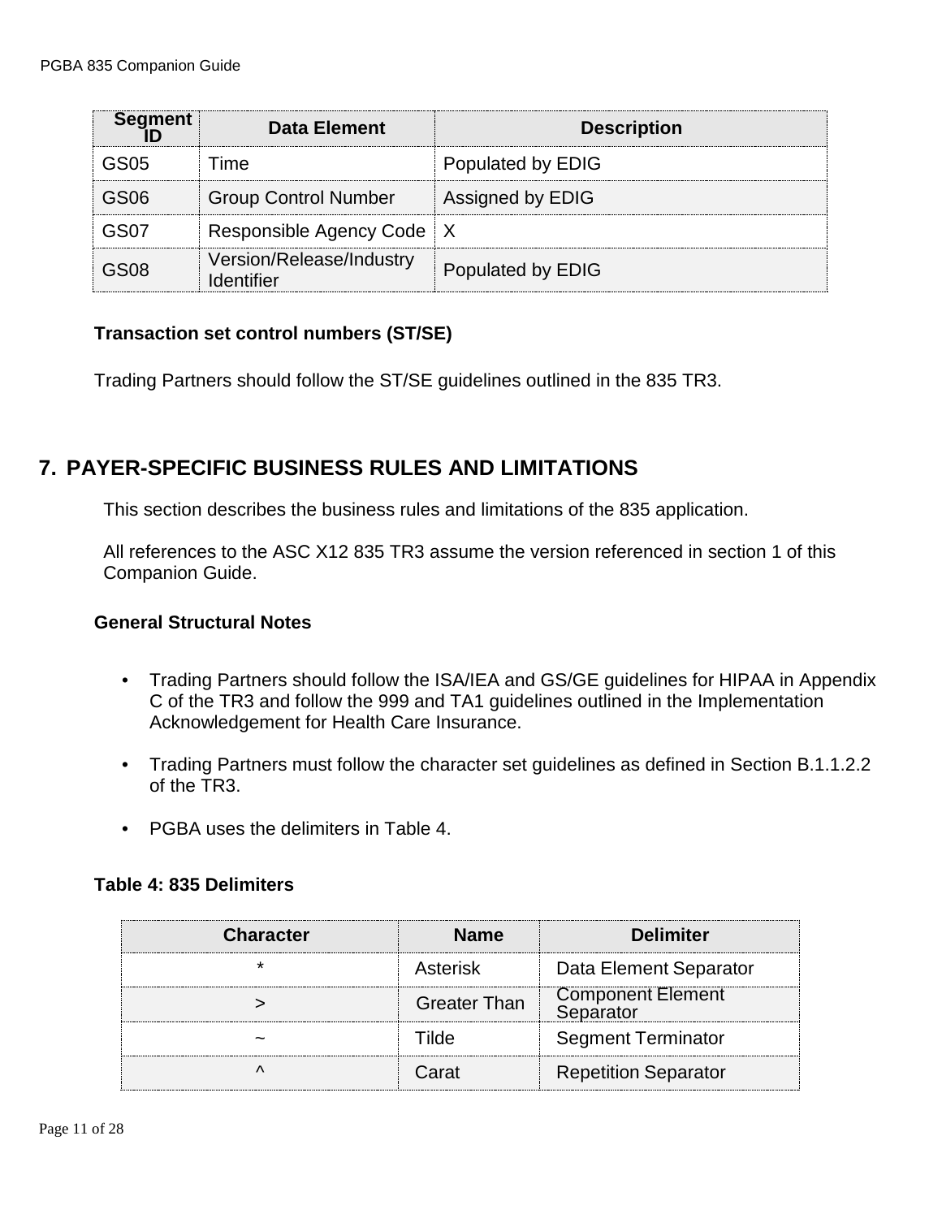| Segment ID | Data Element | Description |
|---|---|---|
| GS05 | Time | Populated by EDIG |
| GS06 | Group Control Number | Assigned by EDIG |
| GS07 | Responsible Agency Code | X |
| GS08 | Version/Release/Industry Identifier | Populated by EDIG |

**Transaction set control numbers (ST/SE)**

Trading Partners should follow the ST/SE guidelines outlined in the 835 TR3.

## 7. PAYER-SPECIFIC BUSINESS RULES AND LIMITATIONS

This section describes the business rules and limitations of the 835 application.

All references to the ASC X12 835 TR3 assume the version referenced in section 1 of this Companion Guide.

**General Structural Notes**

- Trading Partners should follow the ISA/IEA and GS/GE guidelines for HIPAA in Appendix C of the TR3 and follow the 999 and TA1 guidelines outlined in the Implementation Acknowledgement for Health Care Insurance.
- Trading Partners must follow the character set guidelines as defined in Section B.1.1.2.2 of the TR3.
- PGBA uses the delimiters in Table 4.

**Table 4: 835 Delimiters**

| Character | Name | Delimiter |
|---|---|---|
| * | Asterisk | Data Element Separator |
| > | Greater Than | Component Element Separator |
| ~ | Tilde | Segment Terminator |
| ^ | Carat | Repetition Separator |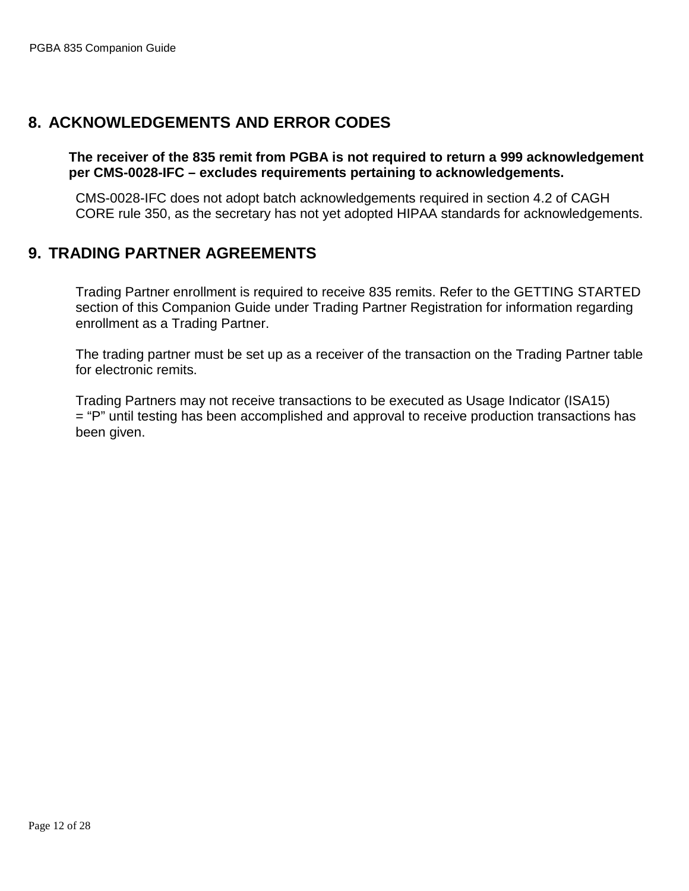## 8. ACKNOWLEDGEMENTS AND ERROR CODES

**The receiver of the 835 remit from PGBA is not required to return a 999 acknowledgement per CMS-0028-IFC – excludes requirements pertaining to acknowledgements.**

CMS-0028-IFC does not adopt batch acknowledgements required in section 4.2 of CAGH CORE rule 350, as the secretary has not yet adopted HIPAA standards for acknowledgements.

## 9. TRADING PARTNER AGREEMENTS

Trading Partner enrollment is required to receive 835 remits. Refer to the GETTING STARTED section of this Companion Guide under Trading Partner Registration for information regarding enrollment as a Trading Partner.

The trading partner must be set up as a receiver of the transaction on the Trading Partner table for electronic remits.

Trading Partners may not receive transactions to be executed as Usage Indicator (ISA15) = "P" until testing has been accomplished and approval to receive production transactions has been given.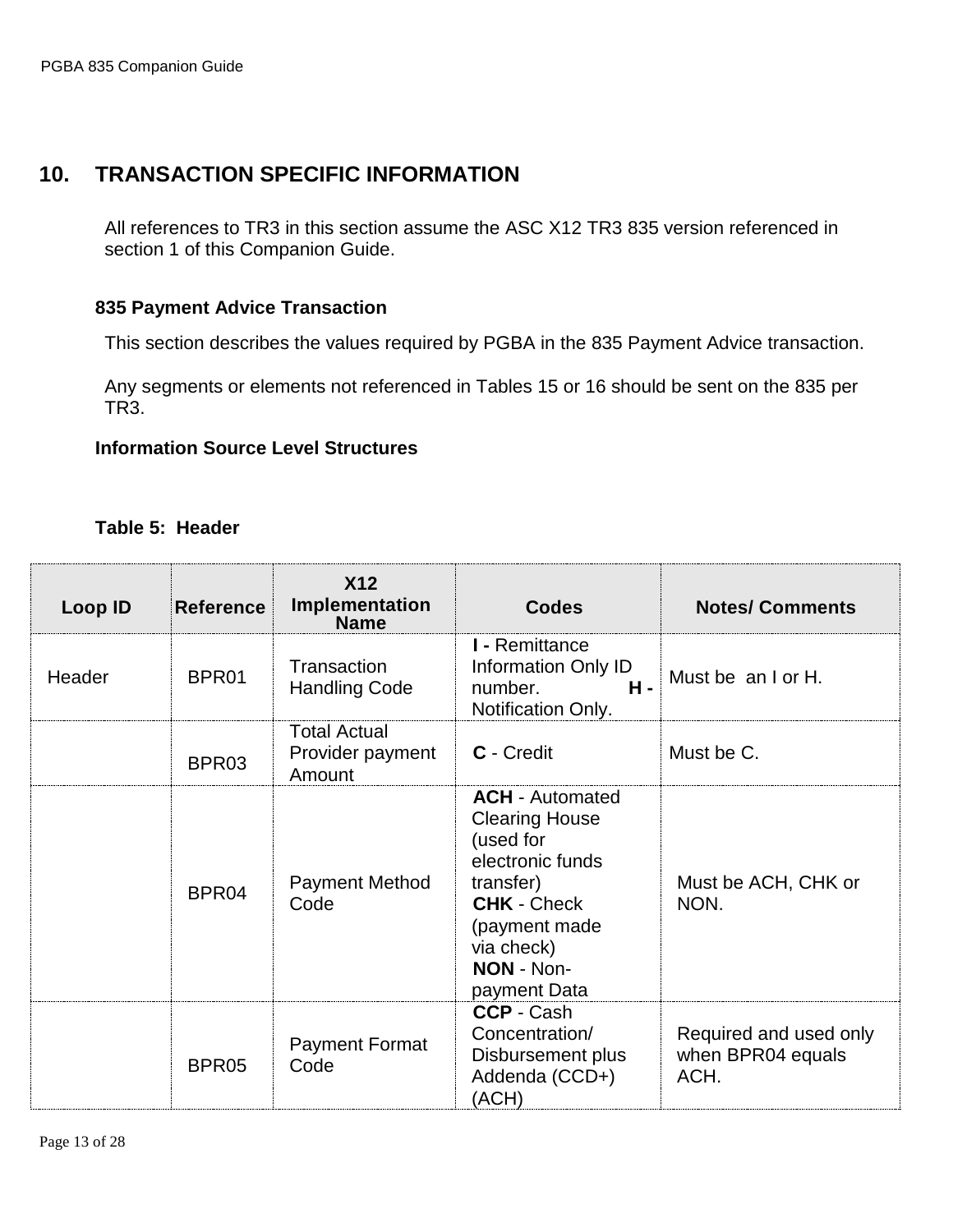# 10. TRANSACTION SPECIFIC INFORMATION

All references to TR3 in this section assume the ASC X12 TR3 835 version referenced in section 1 of this Companion Guide.

### 835 Payment Advice Transaction

This section describes the values required by PGBA in the 835 Payment Advice transaction.

Any segments or elements not referenced in Tables 15 or 16 should be sent on the 835 per TR3.

### Information Source Level Structures

**Table 5: Header**

| Loop ID | Reference | X12 Implementation Name | Codes | Notes/ Comments |
|---|---|---|---|---|
| Header | BPR01 | Transaction Handling Code | **I -** Remittance Information Only ID number. **H -** Notification Only. | Must be an I or H. |
| | BPR03 | Total Actual Provider payment Amount | **C** - Credit | Must be C. |
| | BPR04 | Payment Method Code | **ACH** - Automated Clearing House (used for electronic funds transfer)<br>**CHK** - Check (payment made via check)<br>**NON** - Non-payment Data | Must be ACH, CHK or NON. |
| | BPR05 | Payment Format Code | **CCP** - Cash Concentration/ Disbursement plus Addenda (CCD+) (ACH) | Required and used only when BPR04 equals ACH. |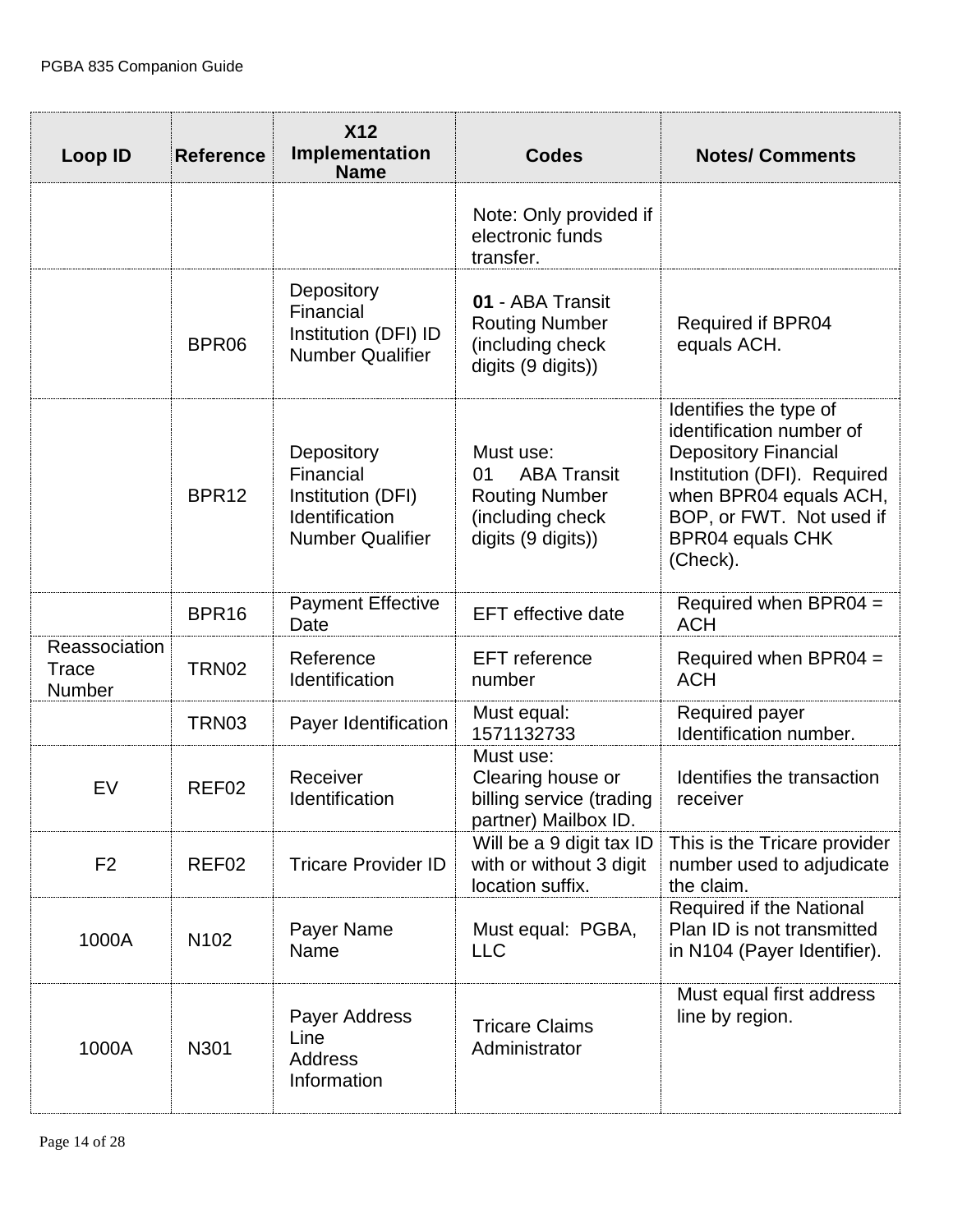| Loop ID | Reference | X12 Implementation Name | Codes | Notes/ Comments |
|---|---|---|---|---|
| | | | Note: Only provided if electronic funds transfer. | |
| | BPR06 | Depository Financial Institution (DFI) ID Number Qualifier | **01** - ABA Transit Routing Number (including check digits (9 digits)) | Required if BPR04 equals ACH. |
| | BPR12 | Depository Financial Institution (DFI) Identification Number Qualifier | Must use: 01 ABA Transit Routing Number (including check digits (9 digits)) | Identifies the type of identification number of Depository Financial Institution (DFI). Required when BPR04 equals ACH, BOP, or FWT. Not used if BPR04 equals CHK (Check). |
| | BPR16 | Payment Effective Date | EFT effective date | Required when BPR04 = ACH |
| Reassociation Trace Number | TRN02 | Reference Identification | EFT reference number | Required when BPR04 = ACH |
| | TRN03 | Payer Identification | Must equal: 1571132733 | Required payer Identification number. |
| EV | REF02 | Receiver Identification | Must use: Clearing house or billing service (trading partner) Mailbox ID. | Identifies the transaction receiver |
| F2 | REF02 | Tricare Provider ID | Will be a 9 digit tax ID with or without 3 digit location suffix. | This is the Tricare provider number used to adjudicate the claim. |
| 1000A | N102 | Payer Name Name | Must equal: PGBA, LLC | Required if the National Plan ID is not transmitted in N104 (Payer Identifier). |
| 1000A | N301 | Payer Address Line Address Information | Tricare Claims Administrator | Must equal first address line by region. |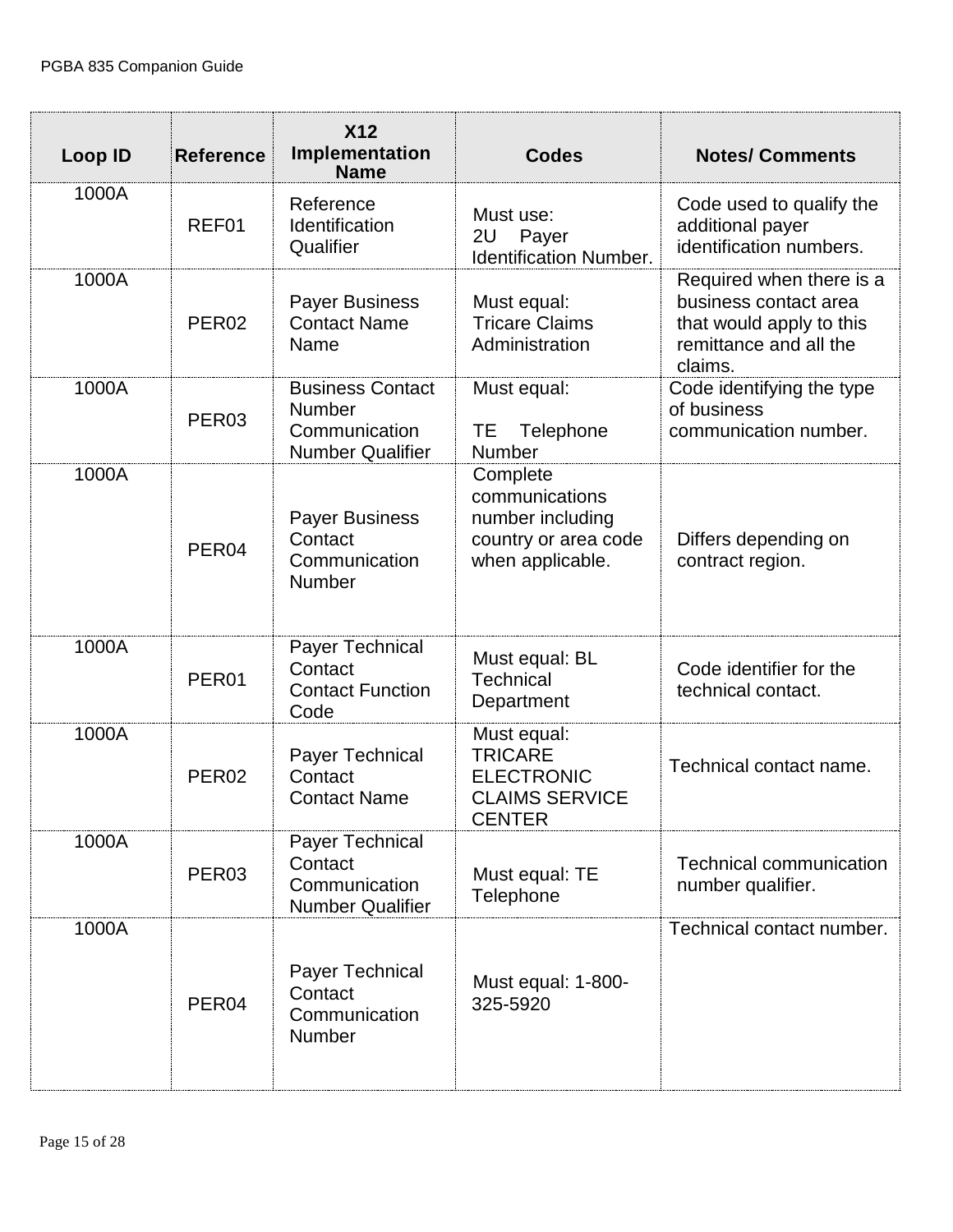| Loop ID | Reference | X12 Implementation Name | Codes | Notes/ Comments |
|---|---|---|---|---|
| 1000A | REF01 | Reference Identification Qualifier | Must use: 2U Payer Identification Number. | Code used to qualify the additional payer identification numbers. |
| 1000A | PER02 | Payer Business Contact Name Name | Must equal: Tricare Claims Administration | Required when there is a business contact area that would apply to this remittance and all the claims. |
| 1000A | PER03 | Business Contact Number Communication Number Qualifier | Must equal: TE Telephone Number | Code identifying the type of business communication number. |
| 1000A | PER04 | Payer Business Contact Communication Number | Complete communications number including country or area code when applicable. | Differs depending on contract region. |
| 1000A | PER01 | Payer Technical Contact Contact Function Code | Must equal: BL Technical Department | Code identifier for the technical contact. |
| 1000A | PER02 | Payer Technical Contact Contact Name | Must equal: TRICARE ELECTRONIC CLAIMS SERVICE CENTER | Technical contact name. |
| 1000A | PER03 | Payer Technical Contact Communication Number Qualifier | Must equal: TE Telephone | Technical communication number qualifier. |
| 1000A | PER04 | Payer Technical Contact Communication Number | Must equal: 1-800-325-5920 | Technical contact number. |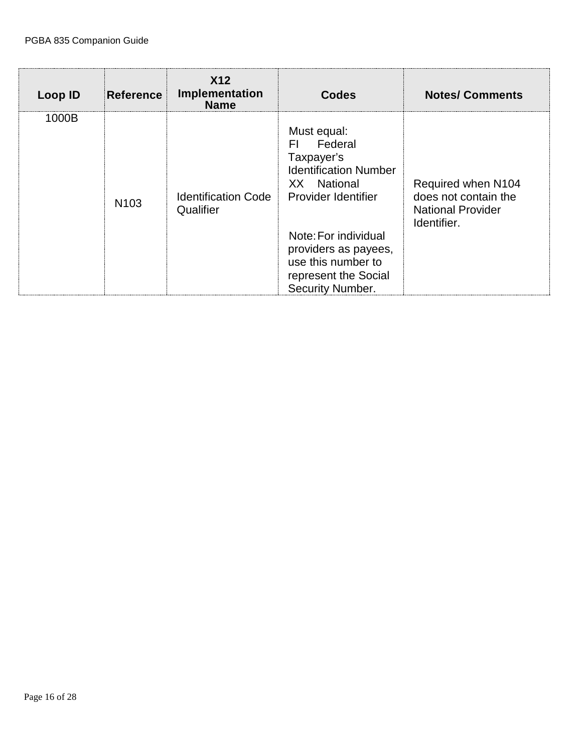| Loop ID | Reference | X12 Implementation Name | Codes | Notes/ Comments |
|---|---|---|---|---|
| 1000B | N103 | Identification Code Qualifier | Must equal:<br>FI Federal Taxpayer's Identification Number<br>XX National Provider Identifier<br><br>Note: For individual providers as payees, use this number to represent the Social Security Number. | Required when N104 does not contain the National Provider Identifier. |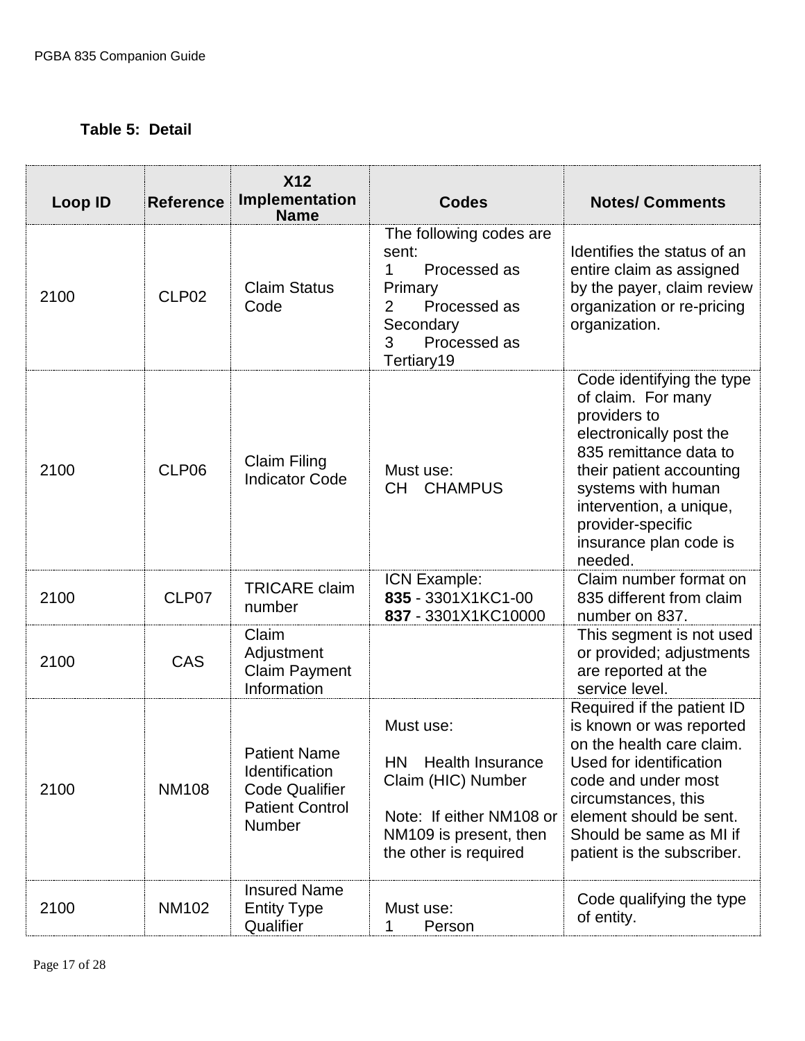**Table 5: Detail**

| Loop ID | Reference | X12 Implementation Name | Codes | Notes/ Comments |
|---|---|---|---|---|
| 2100 | CLP02 | Claim Status Code | The following codes are sent:<br>1 Processed as Primary<br>2 Processed as Secondary<br>3 Processed as Tertiary19 | Identifies the status of an entire claim as assigned by the payer, claim review organization or re-pricing organization. |
| 2100 | CLP06 | Claim Filing Indicator Code | Must use:<br>CH CHAMPUS | Code identifying the type of claim. For many providers to electronically post the 835 remittance data to their patient accounting systems with human intervention, a unique, provider-specific insurance plan code is needed. |
| 2100 | CLP07 | TRICARE claim number | ICN Example:<br>**835** - 3301X1KC1-00<br>**837** - 3301X1KC10000 | Claim number format on 835 different from claim number on 837. |
| 2100 | CAS | Claim Adjustment Claim Payment Information | | This segment is not used or provided; adjustments are reported at the service level. |
| 2100 | NM108 | Patient Name Identification Code Qualifier Patient Control Number | Must use:<br><br>HN Health Insurance Claim (HIC) Number<br><br>Note: If either NM108 or NM109 is present, then the other is required | Required if the patient ID is known or was reported on the health care claim. Used for identification code and under most circumstances, this element should be sent. Should be same as MI if patient is the subscriber. |
| 2100 | NM102 | Insured Name Entity Type Qualifier | Must use:<br>1 Person | Code qualifying the type of entity. |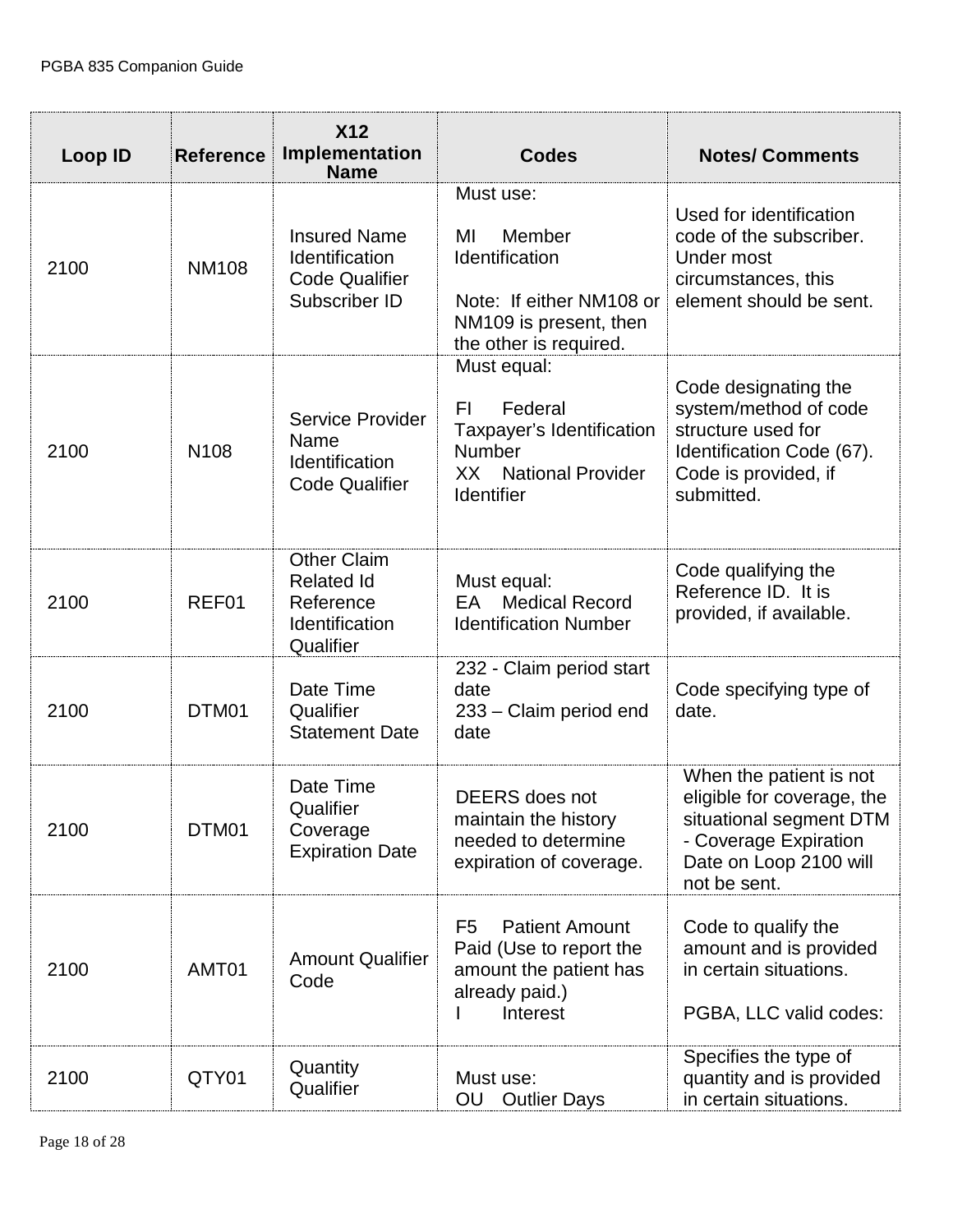| Loop ID | Reference | X12 Implementation Name | Codes | Notes/ Comments |
|---|---|---|---|---|
| 2100 | NM108 | Insured Name Identification Code Qualifier Subscriber ID | Must use:<br><br>MI Member Identification<br><br>Note: If either NM108 or NM109 is present, then the other is required. | Used for identification code of the subscriber. Under most circumstances, this element should be sent. |
| 2100 | N108 | Service Provider Name Identification Code Qualifier | Must equal:<br><br>FI Federal Taxpayer's Identification Number<br>XX National Provider Identifier | Code designating the system/method of code structure used for Identification Code (67). Code is provided, if submitted. |
| 2100 | REF01 | Other Claim Related Id Reference Identification Qualifier | Must equal:<br>EA Medical Record Identification Number | Code qualifying the Reference ID. It is provided, if available. |
| 2100 | DTM01 | Date Time Qualifier Statement Date | 232 - Claim period start date<br>233 – Claim period end date | Code specifying type of date. |
| 2100 | DTM01 | Date Time Qualifier Coverage Expiration Date | DEERS does not maintain the history needed to determine expiration of coverage. | When the patient is not eligible for coverage, the situational segment DTM - Coverage Expiration Date on Loop 2100 will not be sent. |
| 2100 | AMT01 | Amount Qualifier Code | F5 Patient Amount Paid (Use to report the amount the patient has already paid.)<br>I Interest | Code to qualify the amount and is provided in certain situations.<br><br>PGBA, LLC valid codes: |
| 2100 | QTY01 | Quantity Qualifier | Must use:<br>OU Outlier Days | Specifies the type of quantity and is provided in certain situations. |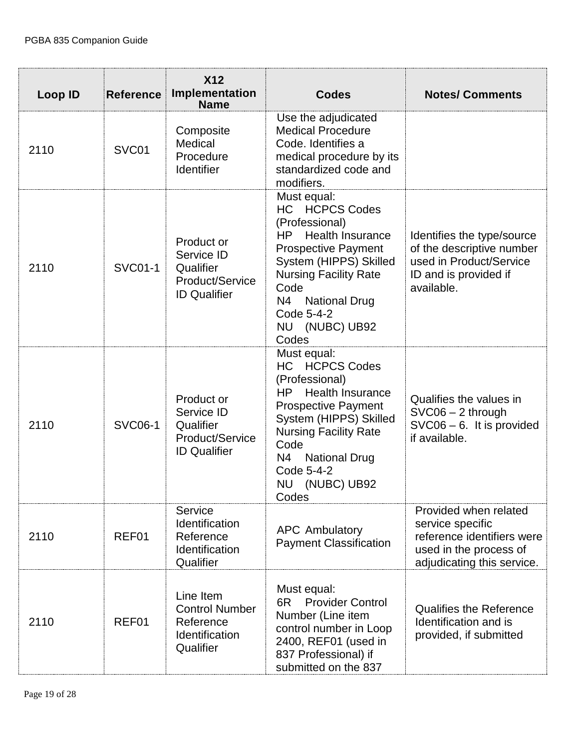| Loop ID | Reference | X12 Implementation Name | Codes | Notes/ Comments |
|---|---|---|---|---|
| 2110 | SVC01 | Composite Medical Procedure Identifier | Use the adjudicated Medical Procedure Code. Identifies a medical procedure by its standardized code and modifiers. | |
| 2110 | SVC01-1 | Product or Service ID Qualifier Product/Service ID Qualifier | Must equal:<br>HC HCPCS Codes (Professional)<br>HP Health Insurance Prospective Payment System (HIPPS) Skilled Nursing Facility Rate Code<br>N4 National Drug Code 5-4-2<br>NU (NUBC) UB92 Codes | Identifies the type/source of the descriptive number used in Product/Service ID and is provided if available. |
| 2110 | SVC06-1 | Product or Service ID Qualifier Product/Service ID Qualifier | Must equal:<br>HC HCPCS Codes (Professional)<br>HP Health Insurance Prospective Payment System (HIPPS) Skilled Nursing Facility Rate Code<br>N4 National Drug Code 5-4-2<br>NU (NUBC) UB92 Codes | Qualifies the values in SVC06 – 2 through SVC06 – 6. It is provided if available. |
| 2110 | REF01 | Service Identification Reference Identification Qualifier | APC Ambulatory Payment Classification | Provided when related service specific reference identifiers were used in the process of adjudicating this service. |
| 2110 | REF01 | Line Item Control Number Reference Identification Qualifier | Must equal:<br>6R Provider Control Number (Line item control number in Loop 2400, REF01 (used in 837 Professional) if submitted on the 837 | Qualifies the Reference Identification and is provided, if submitted |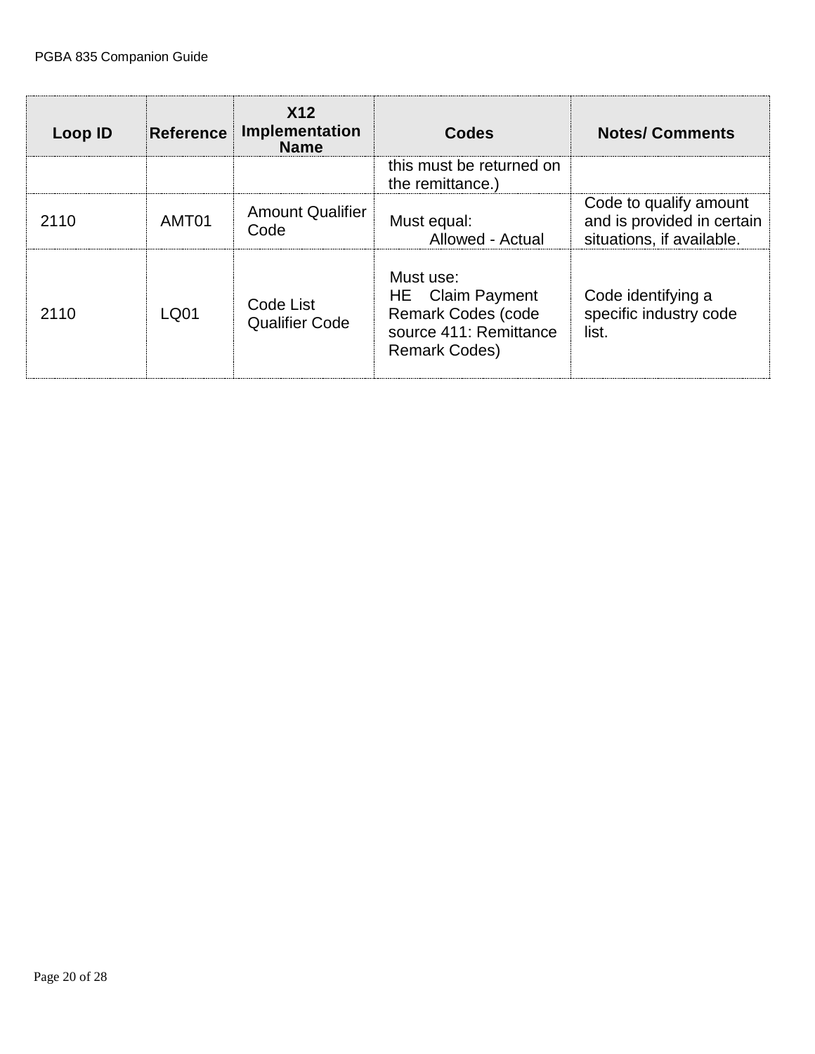| Loop ID | Reference | X12 Implementation Name | Codes | Notes/ Comments |
|---|---|---|---|---|
| | | | this must be returned on the remittance.) | |
| 2110 | AMT01 | Amount Qualifier Code | Must equal: Allowed - Actual | Code to qualify amount and is provided in certain situations, if available. |
| 2110 | LQ01 | Code List Qualifier Code | Must use: HE Claim Payment Remark Codes (code source 411: Remittance Remark Codes) | Code identifying a specific industry code list. |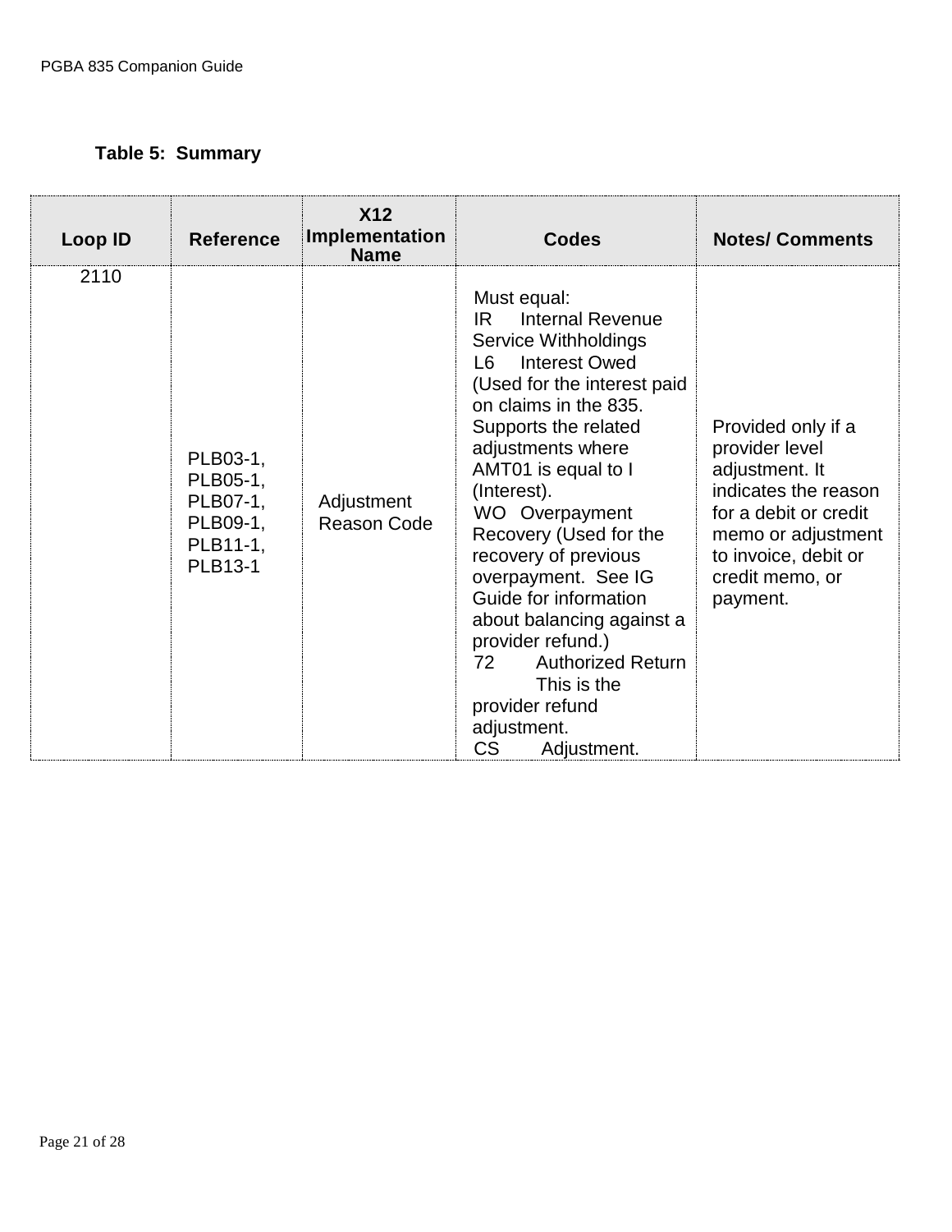**Table 5: Summary**

| Loop ID | Reference | X12 Implementation Name | Codes | Notes/ Comments |
|---|---|---|---|---|
| 2110 | PLB03-1, PLB05-1, PLB07-1, PLB09-1, PLB11-1, PLB13-1 | Adjustment Reason Code | Must equal:<br>IR Internal Revenue Service Withholdings<br>L6 Interest Owed (Used for the interest paid on claims in the 835. Supports the related adjustments where AMT01 is equal to I (Interest).<br>WO Overpayment Recovery (Used for the recovery of previous overpayment. See IG Guide for information about balancing against a provider refund.)<br>72 Authorized Return This is the provider refund adjustment.<br>CS Adjustment. | Provided only if a provider level adjustment. It indicates the reason for a debit or credit memo or adjustment to invoice, debit or credit memo, or payment. |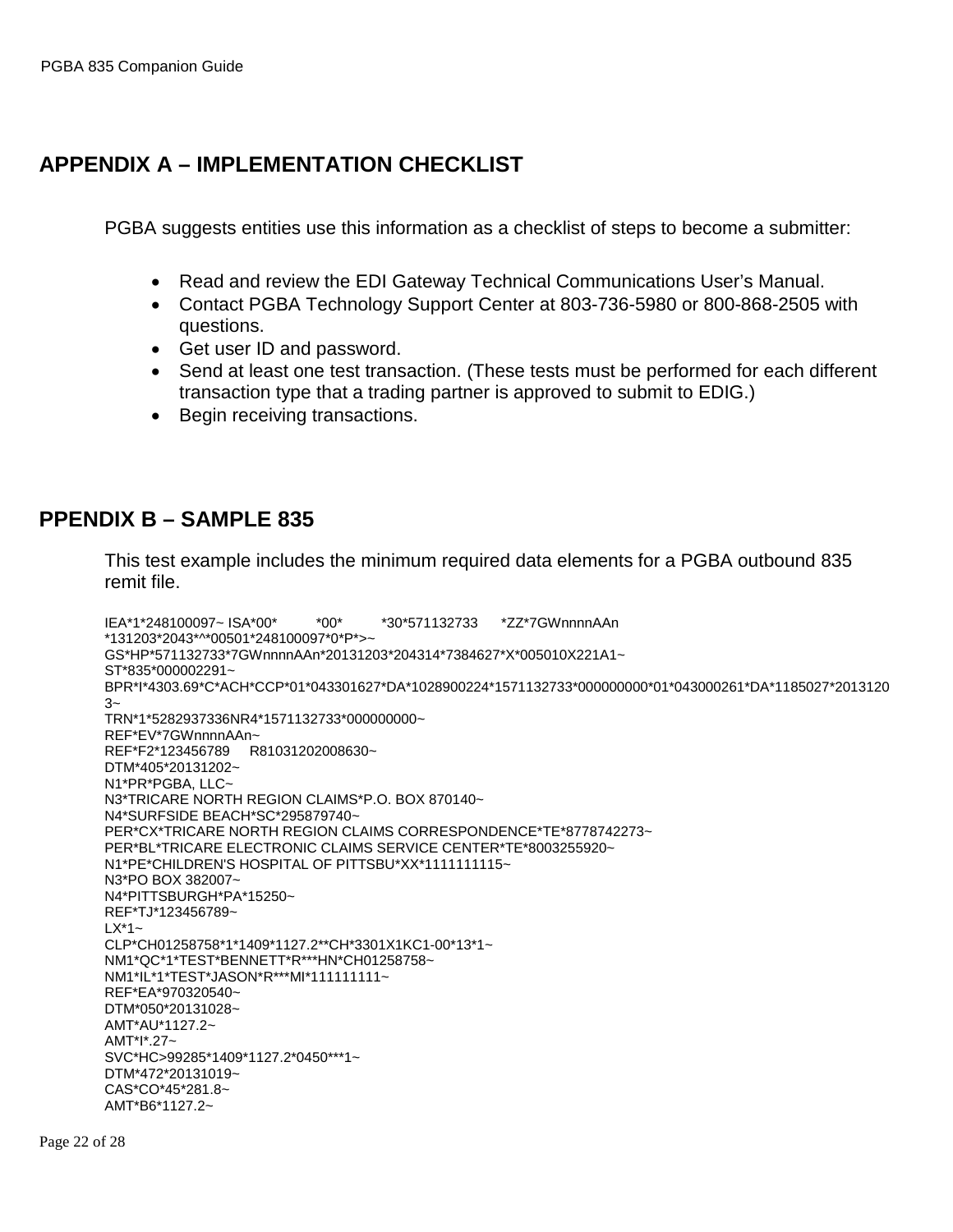## APPENDIX A – IMPLEMENTATION CHECKLIST

PGBA suggests entities use this information as a checklist of steps to become a submitter:

- Read and review the EDI Gateway Technical Communications User's Manual.
- Contact PGBA Technology Support Center at 803-736-5980 or 800-868-2505 with questions.
- Get user ID and password.
- Send at least one test transaction. (These tests must be performed for each different transaction type that a trading partner is approved to submit to EDIG.)
- Begin receiving transactions.

## PPENDIX B – SAMPLE 835

This test example includes the minimum required data elements for a PGBA outbound 835 remit file.

```
IEA*1*248100097~ ISA*00*          *00*          *30*571132733      *ZZ*7GWnnnnAAn
*131203*2043*^*00501*248100097*0*P*>~
GS*HP*571132733*7GWnnnnAAn*20131203*204314*7384627*X*005010X221A1~
ST*835*000002291~
BPR*I*4303.69*C*ACH*CCP*01*043301627*DA*1028900224*1571132733*000000000*01*043000261*DA*1185027*2013120
3~
TRN*1*5282937336NR4*1571132733*000000000~
REF*EV*7GWnnnnAAn~
REF*F2*123456789     R81031202008630~
DTM*405*20131202~
N1*PR*PGBA, LLC~
N3*TRICARE NORTH REGION CLAIMS*P.O. BOX 870140~
N4*SURFSIDE BEACH*SC*295879740~
PER*CX*TRICARE NORTH REGION CLAIMS CORRESPONDENCE*TE*8778742273~
PER*BL*TRICARE ELECTRONIC CLAIMS SERVICE CENTER*TE*8003255920~
N1*PE*CHILDREN'S HOSPITAL OF PITTSBU*XX*1111111115~
N3*PO BOX 382007~
N4*PITTSBURGH*PA*15250~
REF*TJ*123456789~
LX*1~
CLP*CH01258758*1*1409*1127.2**CH*3301X1KC1-00*13*1~
NM1*QC*1*TEST*BENNETT*R***HN*CH01258758~
NM1*IL*1*TEST*JASON*R***MI*111111111~
REF*EA*970320540~
DTM*050*20131028~
AMT*AU*1127.2~
AMT*I*.27~
SVC*HC>99285*1409*1127.2*0450***1~
DTM*472*20131019~
CAS*CO*45*281.8~
AMT*B6*1127.2~
```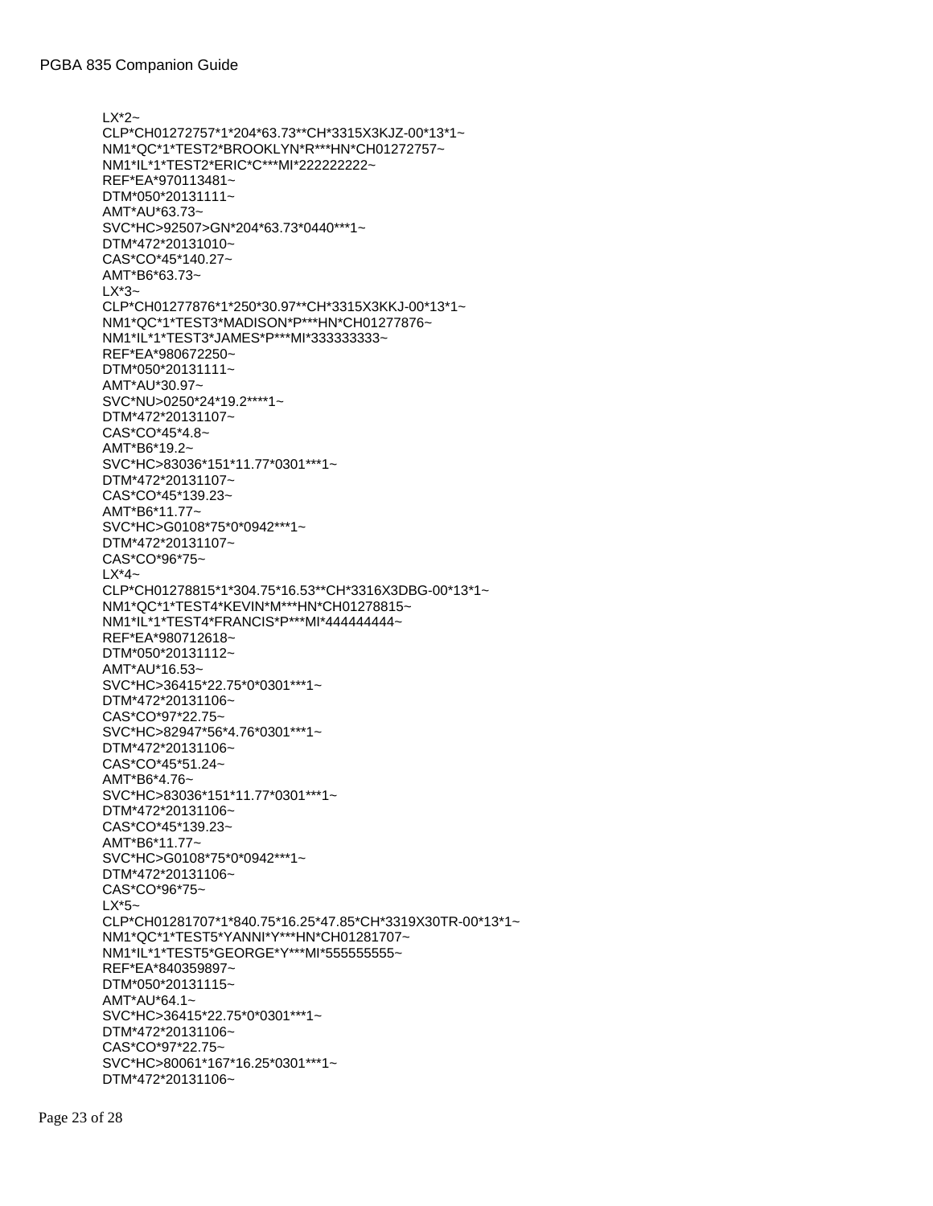```
LX*2~
CLP*CH01272757*1*204*63.73**CH*3315X3KJZ-00*13*1~
NM1*QC*1*TEST2*BROOKLYN*R***HN*CH01272757~
NM1*IL*1*TEST2*ERIC*C***MI*222222222~
REF*EA*970113481~
DTM*050*20131111~
AMT*AU*63.73~
SVC*HC>92507>GN*204*63.73*0440***1~
DTM*472*20131010~
CAS*CO*45*140.27~
AMT*B6*63.73~
LX*3~
CLP*CH01277876*1*250*30.97**CH*3315X3KKJ-00*13*1~
NM1*QC*1*TEST3*MADISON*P***HN*CH01277876~
NM1*IL*1*TEST3*JAMES*P***MI*333333333~
REF*EA*980672250~
DTM*050*20131111~
AMT*AU*30.97~
SVC*NU>0250*24*19.2****1~
DTM*472*20131107~
CAS*CO*45*4.8~
AMT*B6*19.2~
SVC*HC>83036*151*11.77*0301***1~
DTM*472*20131107~
CAS*CO*45*139.23~
AMT*B6*11.77~
SVC*HC>G0108*75*0*0942***1~
DTM*472*20131107~
CAS*CO*96*75~
LX*4~
CLP*CH01278815*1*304.75*16.53**CH*3316X3DBG-00*13*1~
NM1*QC*1*TEST4*KEVIN*M***HN*CH01278815~
NM1*IL*1*TEST4*FRANCIS*P***MI*444444444~
REF*EA*980712618~
DTM*050*20131112~
AMT*AU*16.53~
SVC*HC>36415*22.75*0*0301***1~
DTM*472*20131106~
CAS*CO*97*22.75~
SVC*HC>82947*56*4.76*0301***1~
DTM*472*20131106~
CAS*CO*45*51.24~
AMT*B6*4.76~
SVC*HC>83036*151*11.77*0301***1~
DTM*472*20131106~
CAS*CO*45*139.23~
AMT*B6*11.77~
SVC*HC>G0108*75*0*0942***1~
DTM*472*20131106~
CAS*CO*96*75~
LX*5~
CLP*CH01281707*1*840.75*16.25*47.85*CH*3319X30TR-00*13*1~
NM1*QC*1*TEST5*YANNI*Y***HN*CH01281707~
NM1*IL*1*TEST5*GEORGE*Y***MI*555555555~
REF*EA*840359897~
DTM*050*20131115~
AMT*AU*64.1~
SVC*HC>36415*22.75*0*0301***1~
DTM*472*20131106~
CAS*CO*97*22.75~
SVC*HC>80061*167*16.25*0301***1~
DTM*472*20131106~
```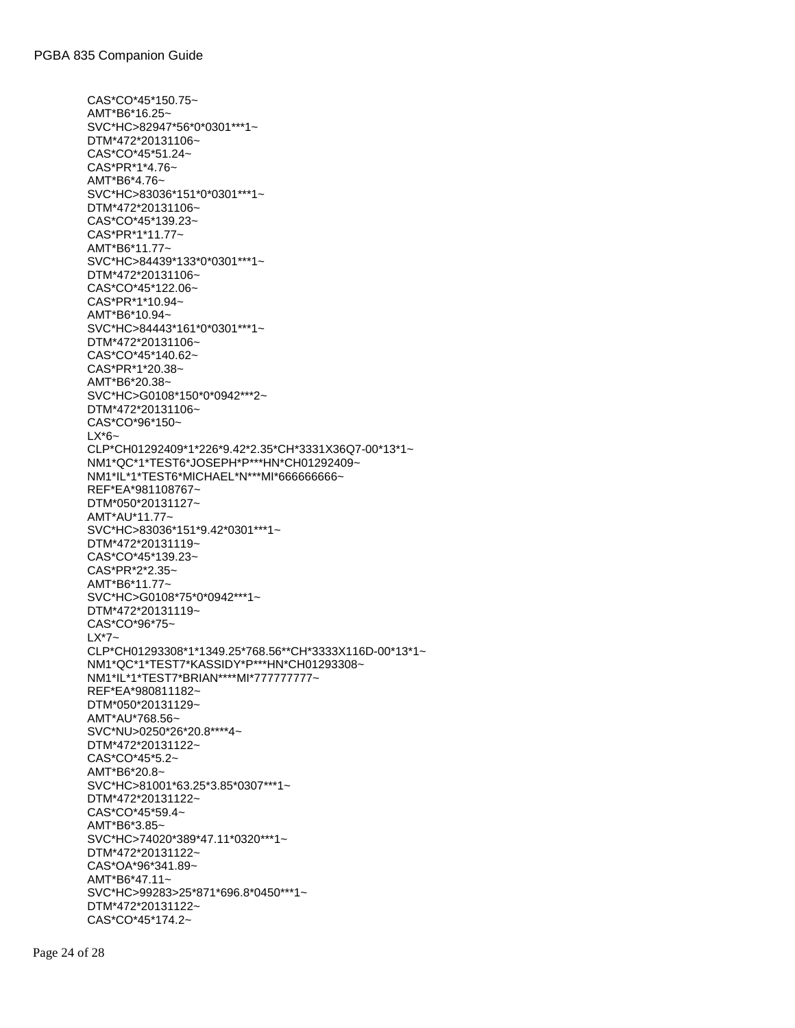```
CAS*CO*45*150.75~
AMT*B6*16.25~
SVC*HC>82947*56*0*0301***1~
DTM*472*20131106~
CAS*CO*45*51.24~
CAS*PR*1*4.76~
AMT*B6*4.76~
SVC*HC>83036*151*0*0301***1~
DTM*472*20131106~
CAS*CO*45*139.23~
CAS*PR*1*11.77~
AMT*B6*11.77~
SVC*HC>84439*133*0*0301***1~
DTM*472*20131106~
CAS*CO*45*122.06~
CAS*PR*1*10.94~
AMT*B6*10.94~
SVC*HC>84443*161*0*0301***1~
DTM*472*20131106~
CAS*CO*45*140.62~
CAS*PR*1*20.38~
AMT*B6*20.38~
SVC*HC>G0108*150*0*0942***2~
DTM*472*20131106~
CAS*CO*96*150~
LX*6~
CLP*CH01292409*1*226*9.42*2.35*CH*3331X36Q7-00*13*1~
NM1*QC*1*TEST6*JOSEPH*P***HN*CH01292409~
NM1*IL*1*TEST6*MICHAEL*N***MI*666666666~
REF*EA*981108767~
DTM*050*20131127~
AMT*AU*11.77~
SVC*HC>83036*151*9.42*0301***1~
DTM*472*20131119~
CAS*CO*45*139.23~
CAS*PR*2*2.35~
AMT*B6*11.77~
SVC*HC>G0108*75*0*0942***1~
DTM*472*20131119~
CAS*CO*96*75~
LX*7~
CLP*CH01293308*1*1349.25*768.56**CH*3333X116D-00*13*1~
NM1*QC*1*TEST7*KASSIDY*P***HN*CH01293308~
NM1*IL*1*TEST7*BRIAN****MI*777777777~
REF*EA*980811182~
DTM*050*20131129~
AMT*AU*768.56~
SVC*NU>0250*26*20.8****4~
DTM*472*20131122~
CAS*CO*45*5.2~
AMT*B6*20.8~
SVC*HC>81001*63.25*3.85*0307***1~
DTM*472*20131122~
CAS*CO*45*59.4~
AMT*B6*3.85~
SVC*HC>74020*389*47.11*0320***1~
DTM*472*20131122~
CAS*OA*96*341.89~
AMT*B6*47.11~
SVC*HC>99283>25*871*696.8*0450***1~
DTM*472*20131122~
CAS*CO*45*174.2~
```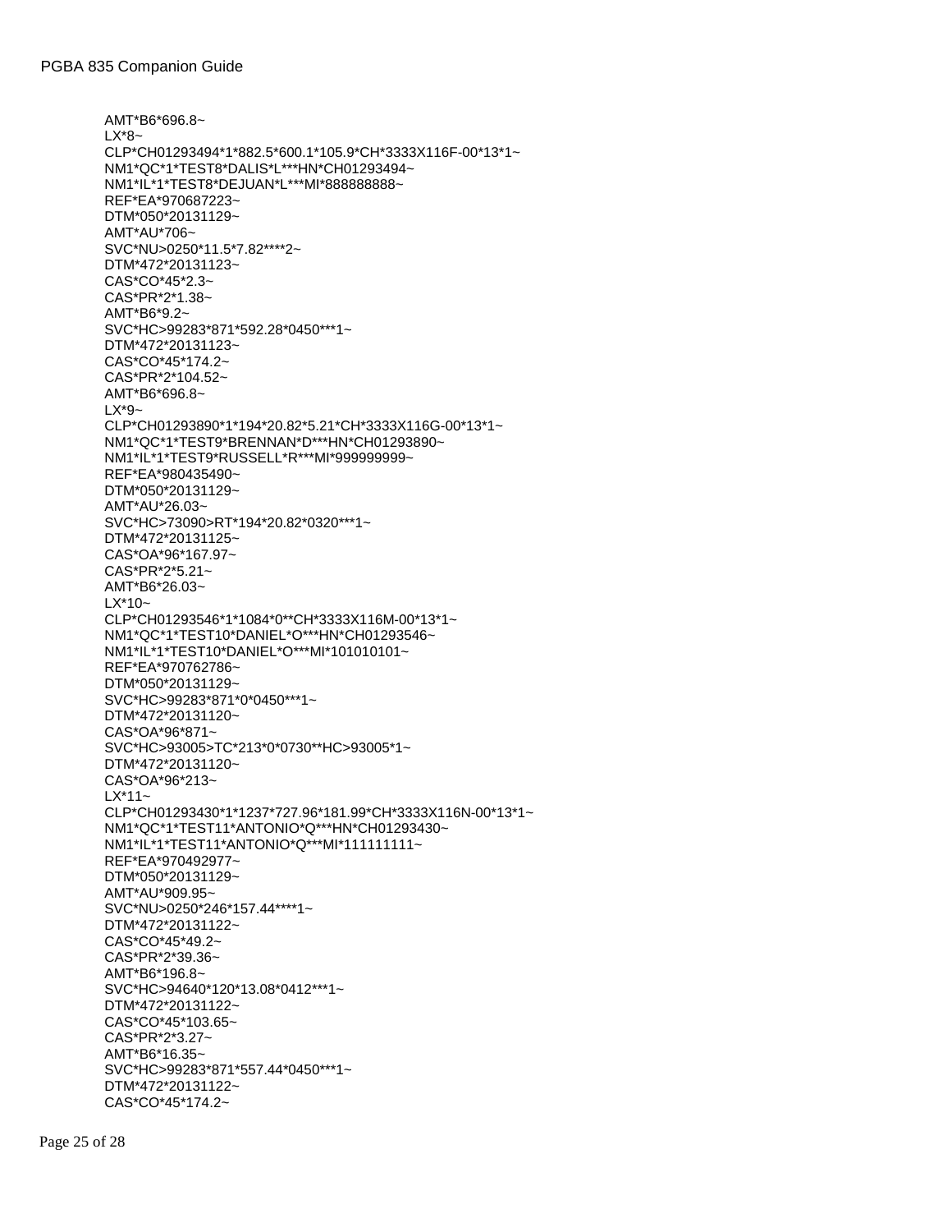```
AMT*B6*696.8~
LX*8~
CLP*CH01293494*1*882.5*600.1*105.9*CH*3333X116F-00*13*1~
NM1*QC*1*TEST8*DALIS*L***HN*CH01293494~
NM1*IL*1*TEST8*DEJUAN*L***MI*888888888~
REF*EA*970687223~
DTM*050*20131129~
AMT*AU*706~
SVC*NU>0250*11.5*7.82****2~
DTM*472*20131123~
CAS*CO*45*2.3~
CAS*PR*2*1.38~
AMT*B6*9.2~
SVC*HC>99283*871*592.28*0450***1~
DTM*472*20131123~
CAS*CO*45*174.2~
CAS*PR*2*104.52~
AMT*B6*696.8~
LX*9~
CLP*CH01293890*1*194*20.82*5.21*CH*3333X116G-00*13*1~
NM1*QC*1*TEST9*BRENNAN*D***HN*CH01293890~
NM1*IL*1*TEST9*RUSSELL*R***MI*999999999~
REF*EA*980435490~
DTM*050*20131129~
AMT*AU*26.03~
SVC*HC>73090>RT*194*20.82*0320***1~
DTM*472*20131125~
CAS*OA*96*167.97~
CAS*PR*2*5.21~
AMT*B6*26.03~
LX*10~
CLP*CH01293546*1*1084*0**CH*3333X116M-00*13*1~
NM1*QC*1*TEST10*DANIEL*O***HN*CH01293546~
NM1*IL*1*TEST10*DANIEL*O***MI*101010101~
REF*EA*970762786~
DTM*050*20131129~
SVC*HC>99283*871*0*0450***1~
DTM*472*20131120~
CAS*OA*96*871~
SVC*HC>93005>TC*213*0*0730**HC>93005*1~
DTM*472*20131120~
CAS*OA*96*213~
LX*11~
CLP*CH01293430*1*1237*727.96*181.99*CH*3333X116N-00*13*1~
NM1*QC*1*TEST11*ANTONIO*Q***HN*CH01293430~
NM1*IL*1*TEST11*ANTONIO*Q***MI*111111111~
REF*EA*970492977~
DTM*050*20131129~
AMT*AU*909.95~
SVC*NU>0250*246*157.44****1~
DTM*472*20131122~
CAS*CO*45*49.2~
CAS*PR*2*39.36~
AMT*B6*196.8~
SVC*HC>94640*120*13.08*0412***1~
DTM*472*20131122~
CAS*CO*45*103.65~
CAS*PR*2*3.27~
AMT*B6*16.35~
SVC*HC>99283*871*557.44*0450***1~
DTM*472*20131122~
CAS*CO*45*174.2~
```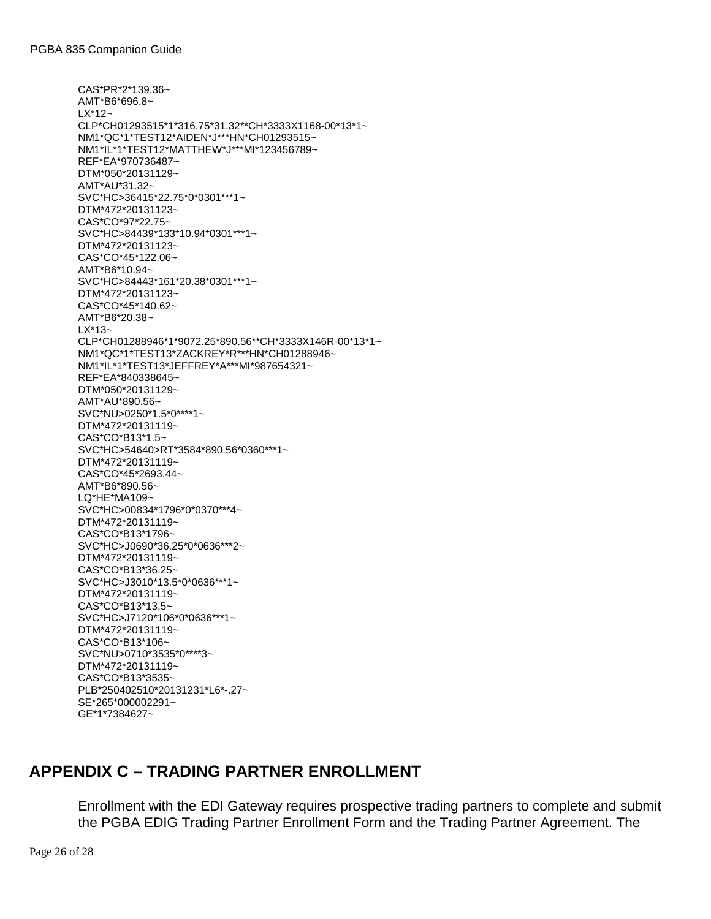```
CAS*PR*2*139.36~
AMT*B6*696.8~
LX*12~
CLP*CH01293515*1*316.75*31.32**CH*3333X1168-00*13*1~
NM1*QC*1*TEST12*AIDEN*J***HN*CH01293515~
NM1*IL*1*TEST12*MATTHEW*J***MI*123456789~
REF*EA*970736487~
DTM*050*20131129~
AMT*AU*31.32~
SVC*HC>36415*22.75*0*0301***1~
DTM*472*20131123~
CAS*CO*97*22.75~
SVC*HC>84439*133*10.94*0301***1~
DTM*472*20131123~
CAS*CO*45*122.06~
AMT*B6*10.94~
SVC*HC>84443*161*20.38*0301***1~
DTM*472*20131123~
CAS*CO*45*140.62~
AMT*B6*20.38~
LX*13~
CLP*CH01288946*1*9072.25*890.56**CH*3333X146R-00*13*1~
NM1*QC*1*TEST13*ZACKREY*R***HN*CH01288946~
NM1*IL*1*TEST13*JEFFREY*A***MI*987654321~
REF*EA*840338645~
DTM*050*20131129~
AMT*AU*890.56~
SVC*NU>0250*1.5*0****1~
DTM*472*20131119~
CAS*CO*B13*1.5~
SVC*HC>54640>RT*3584*890.56*0360***1~
DTM*472*20131119~
CAS*CO*45*2693.44~
AMT*B6*890.56~
LQ*HE*MA109~
SVC*HC>00834*1796*0*0370***4~
DTM*472*20131119~
CAS*CO*B13*1796~
SVC*HC>J0690*36.25*0*0636***2~
DTM*472*20131119~
CAS*CO*B13*36.25~
SVC*HC>J3010*13.5*0*0636***1~
DTM*472*20131119~
CAS*CO*B13*13.5~
SVC*HC>J7120*106*0*0636***1~
DTM*472*20131119~
CAS*CO*B13*106~
SVC*NU>0710*3535*0****3~
DTM*472*20131119~
CAS*CO*B13*3535~
PLB*250402510*20131231*L6*-.27~
SE*265*000002291~
GE*1*7384627~
```

## APPENDIX C – TRADING PARTNER ENROLLMENT

Enrollment with the EDI Gateway requires prospective trading partners to complete and submit the PGBA EDIG Trading Partner Enrollment Form and the Trading Partner Agreement. The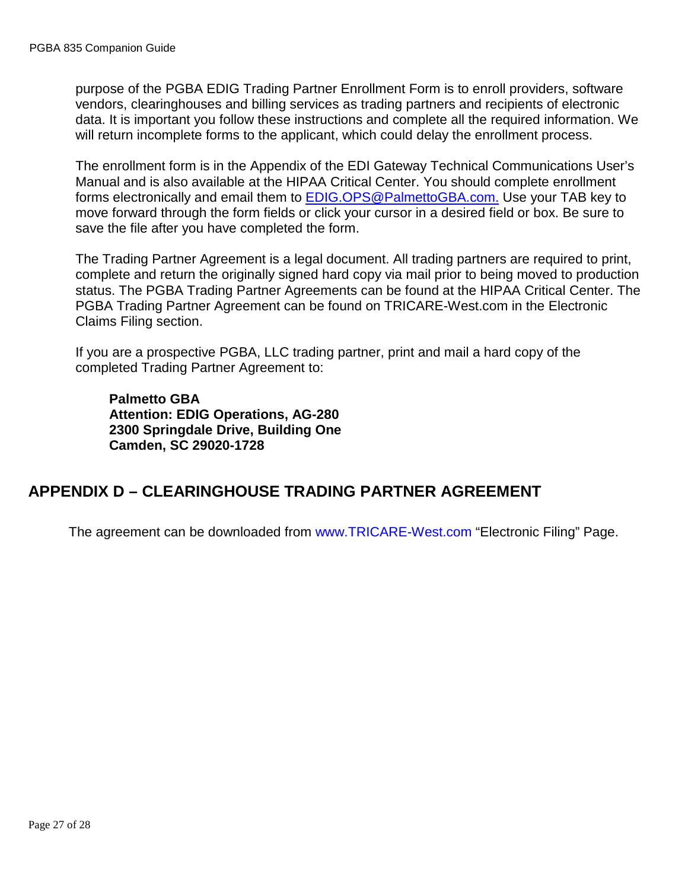purpose of the PGBA EDIG Trading Partner Enrollment Form is to enroll providers, software vendors, clearinghouses and billing services as trading partners and recipients of electronic data. It is important you follow these instructions and complete all the required information. We will return incomplete forms to the applicant, which could delay the enrollment process.

The enrollment form is in the Appendix of the EDI Gateway Technical Communications User's Manual and is also available at the HIPAA Critical Center. You should complete enrollment forms electronically and email them to EDIG.OPS@PalmettoGBA.com. Use your TAB key to move forward through the form fields or click your cursor in a desired field or box. Be sure to save the file after you have completed the form.

The Trading Partner Agreement is a legal document. All trading partners are required to print, complete and return the originally signed hard copy via mail prior to being moved to production status. The PGBA Trading Partner Agreements can be found at the HIPAA Critical Center. The PGBA Trading Partner Agreement can be found on TRICARE-West.com in the Electronic Claims Filing section.

If you are a prospective PGBA, LLC trading partner, print and mail a hard copy of the completed Trading Partner Agreement to:

**Palmetto GBA**
**Attention: EDIG Operations, AG-280**
**2300 Springdale Drive, Building One**
**Camden, SC 29020-1728**

## APPENDIX D – CLEARINGHOUSE TRADING PARTNER AGREEMENT

The agreement can be downloaded from www.TRICARE-West.com "Electronic Filing" Page.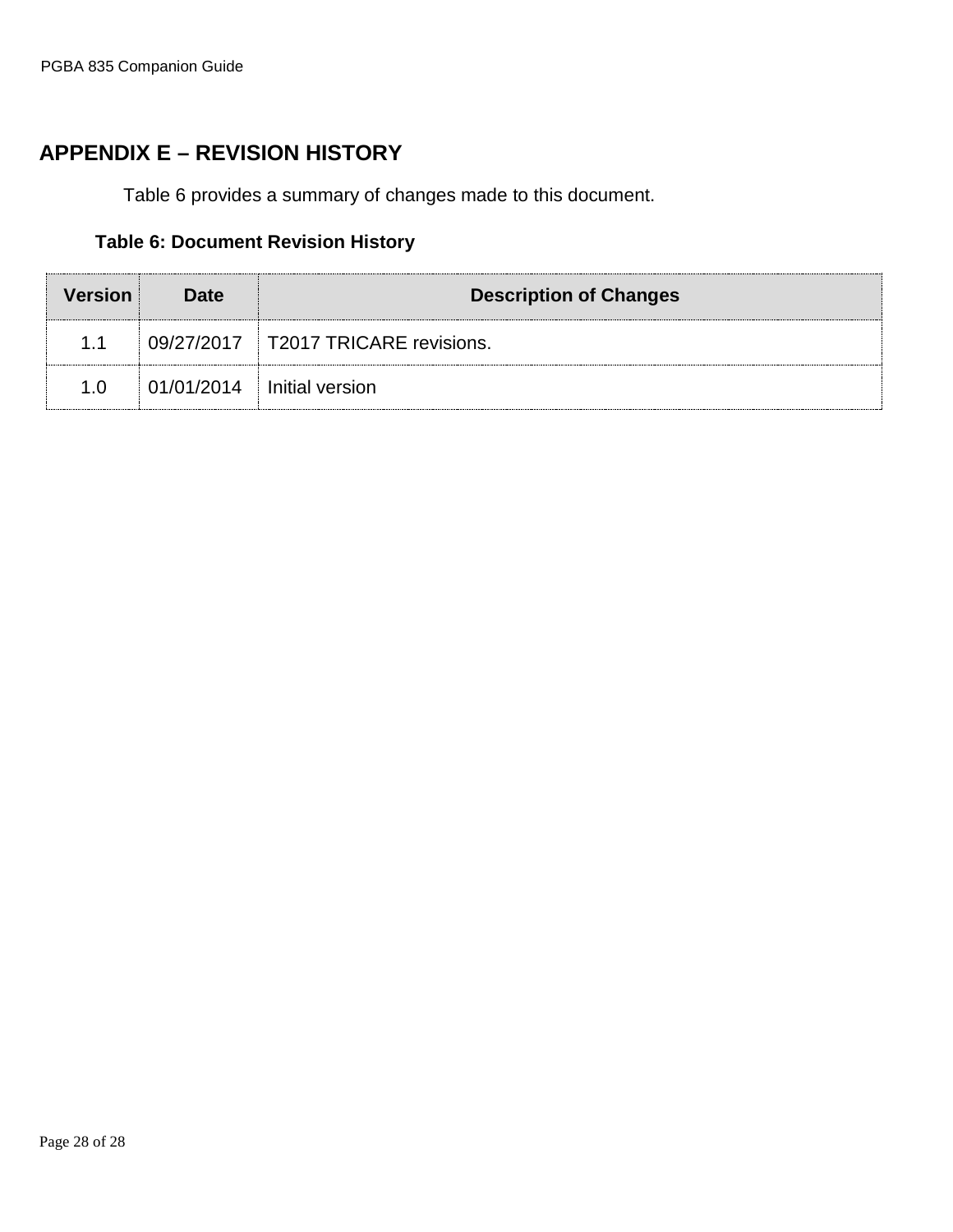# APPENDIX E – REVISION HISTORY

Table 6 provides a summary of changes made to this document.

**Table 6: Document Revision History**

| Version | Date | Description of Changes |
| --- | --- | --- |
| 1.1 | 09/27/2017 | T2017 TRICARE revisions. |
| 1.0 | 01/01/2014 | Initial version |